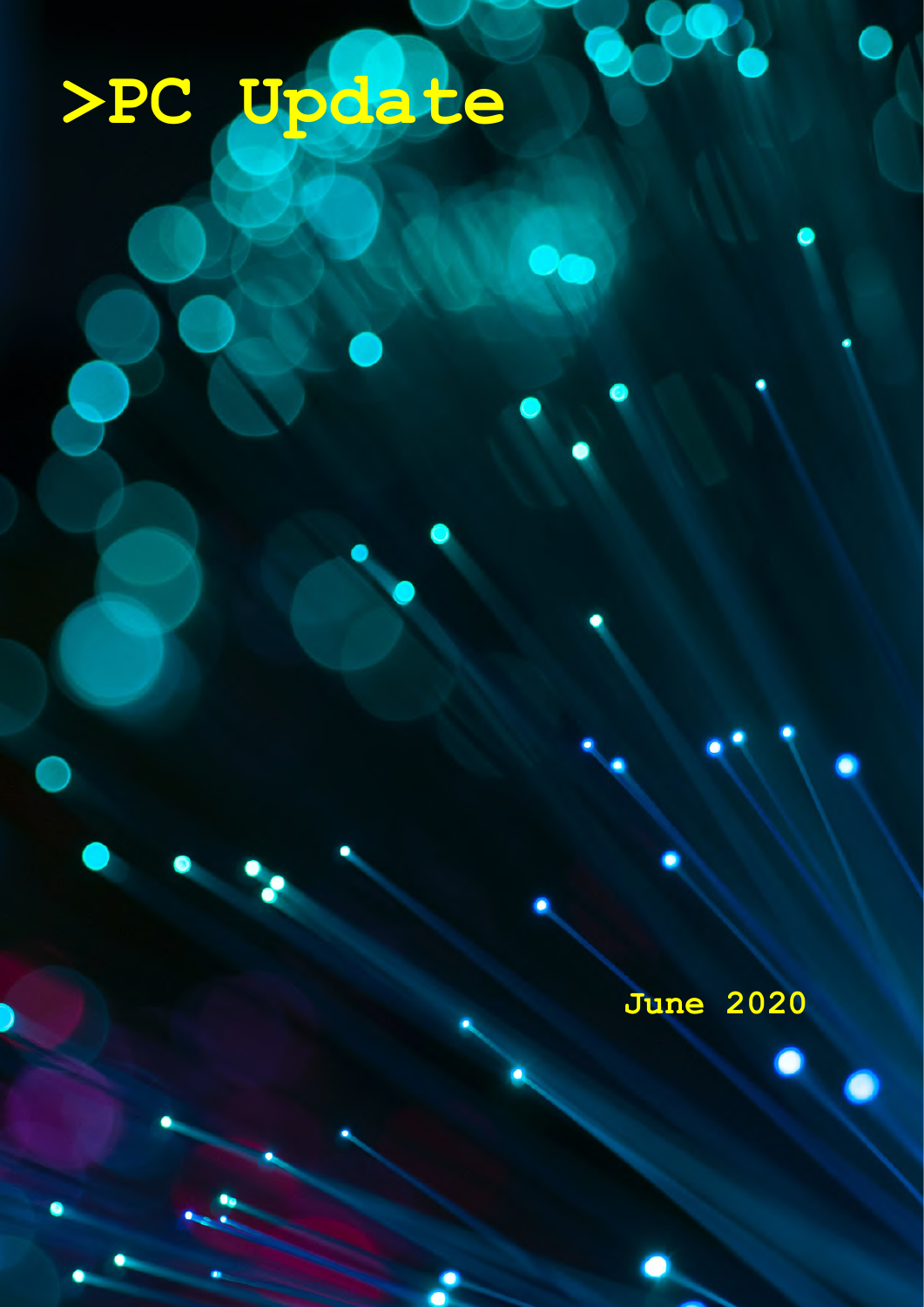# >PC Update

June 2020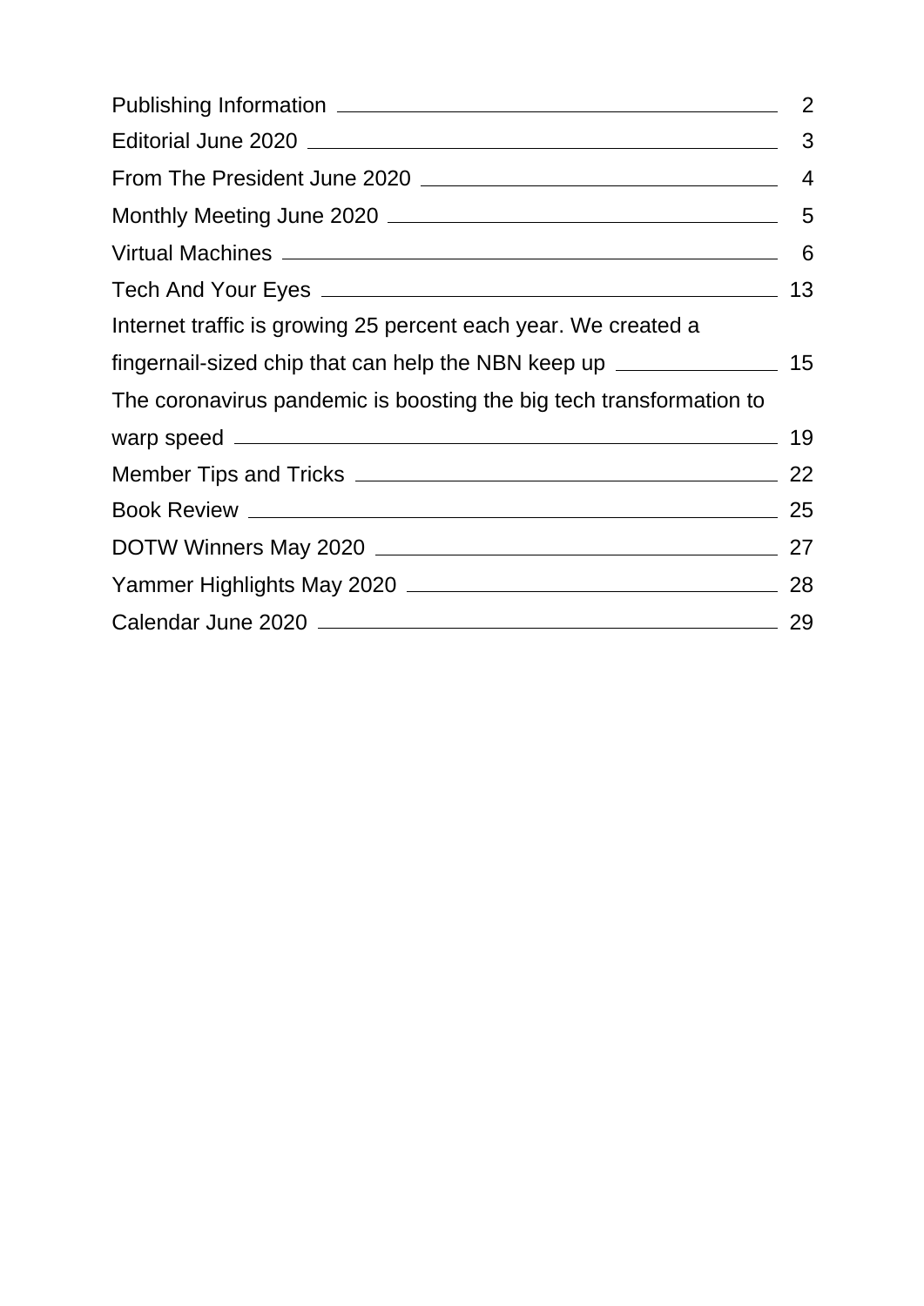| | |
|---|---|
| Publishing Information | 2 |
| Editorial June 2020 | 3 |
| From The President June 2020 | 4 |
| Monthly Meeting June 2020 | 5 |
| Virtual Machines | 6 |
| Tech And Your Eyes | 13 |
| Internet traffic is growing 25 percent each year. We created a fingernail-sized chip that can help the NBN keep up | 15 |
| The coronavirus pandemic is boosting the big tech transformation to warp speed | 19 |
| Member Tips and Tricks | 22 |
| Book Review | 25 |
| DOTW Winners May 2020 | 27 |
| Yammer Highlights May 2020 | 28 |
| Calendar June 2020 | 29 |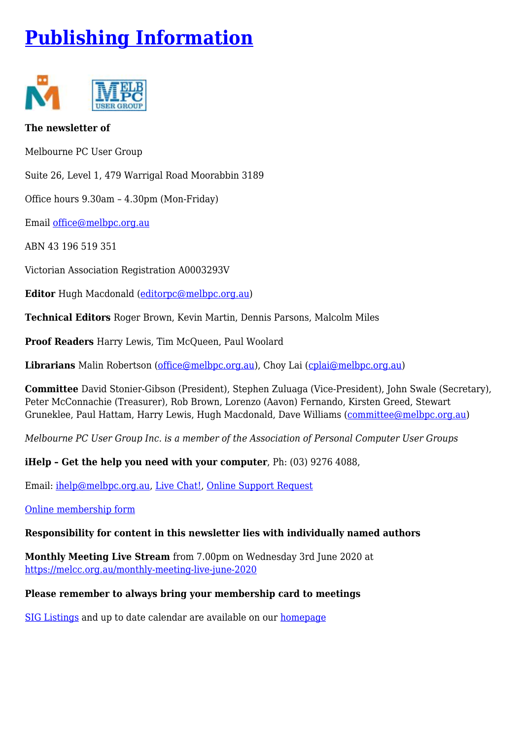# Publishing Information

**The newsletter of**

Melbourne PC User Group

Suite 26, Level 1, 479 Warrigal Road Moorabbin 3189

Office hours 9.30am – 4.30pm (Mon-Friday)

Email office@melbpc.org.au

ABN 43 196 519 351

Victorian Association Registration A0003293V

**Editor** Hugh Macdonald (editorpc@melbpc.org.au)

**Technical Editors** Roger Brown, Kevin Martin, Dennis Parsons, Malcolm Miles

**Proof Readers** Harry Lewis, Tim McQueen, Paul Woolard

**Librarians** Malin Robertson (office@melbpc.org.au), Choy Lai (cplai@melbpc.org.au)

**Committee** David Stonier-Gibson (President), Stephen Zuluaga (Vice-President), John Swale (Secretary), Peter McConnachie (Treasurer), Rob Brown, Lorenzo (Aavon) Fernando, Kirsten Greed, Stewart Gruneklee, Paul Hattam, Harry Lewis, Hugh Macdonald, Dave Williams (committee@melbpc.org.au)

*Melbourne PC User Group Inc. is a member of the Association of Personal Computer User Groups*

**iHelp – Get the help you need with your computer**, Ph: (03) 9276 4088,

Email: ihelp@melbpc.org.au, Live Chat!, Online Support Request

Online membership form

**Responsibility for content in this newsletter lies with individually named authors**

**Monthly Meeting Live Stream** from 7.00pm on Wednesday 3rd June 2020 at https://melcc.org.au/monthly-meeting-live-june-2020

**Please remember to always bring your membership card to meetings**

SIG Listings and up to date calendar are available on our homepage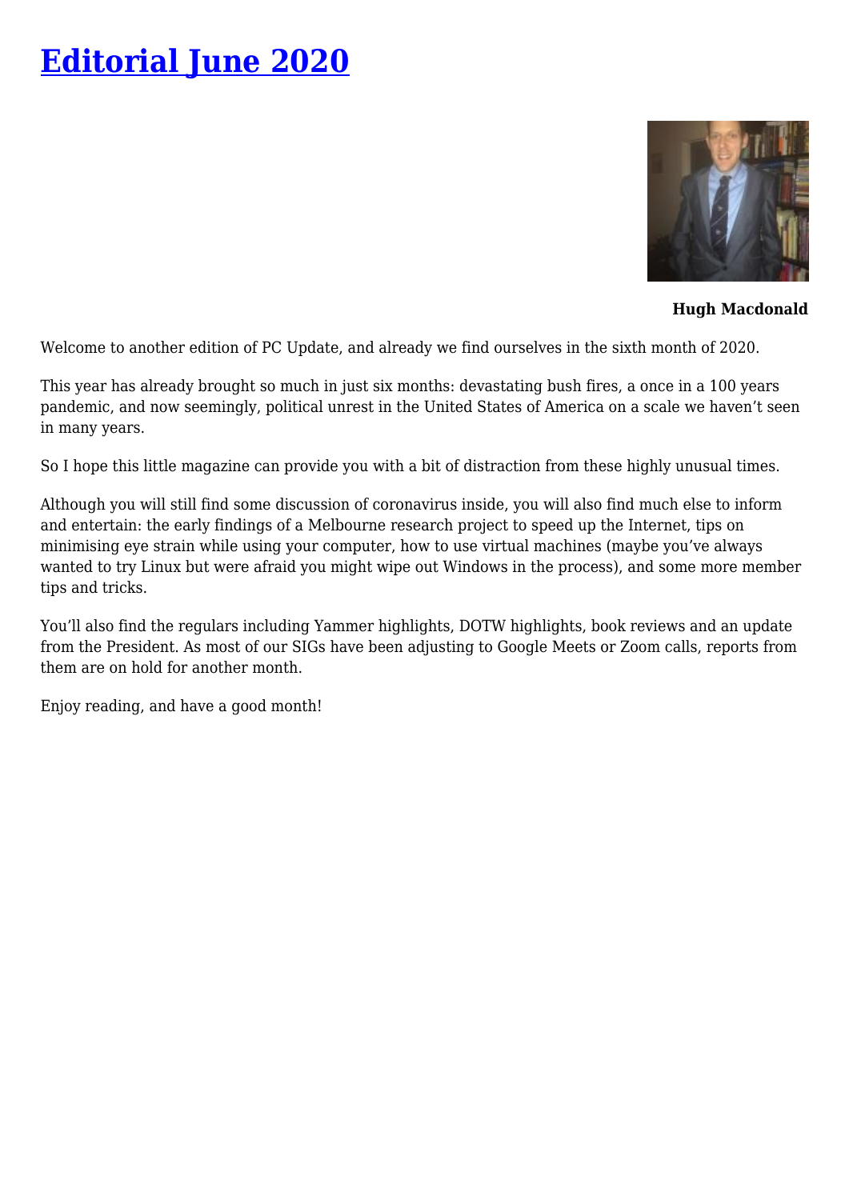# [Editorial June 2020]

**Hugh Macdonald**

Welcome to another edition of PC Update, and already we find ourselves in the sixth month of 2020.

This year has already brought so much in just six months: devastating bush fires, a once in a 100 years pandemic, and now seemingly, political unrest in the United States of America on a scale we haven't seen in many years.

So I hope this little magazine can provide you with a bit of distraction from these highly unusual times.

Although you will still find some discussion of coronavirus inside, you will also find much else to inform and entertain: the early findings of a Melbourne research project to speed up the Internet, tips on minimising eye strain while using your computer, how to use virtual machines (maybe you've always wanted to try Linux but were afraid you might wipe out Windows in the process), and some more member tips and tricks.

You'll also find the regulars including Yammer highlights, DOTW highlights, book reviews and an update from the President. As most of our SIGs have been adjusting to Google Meets or Zoom calls, reports from them are on hold for another month.

Enjoy reading, and have a good month!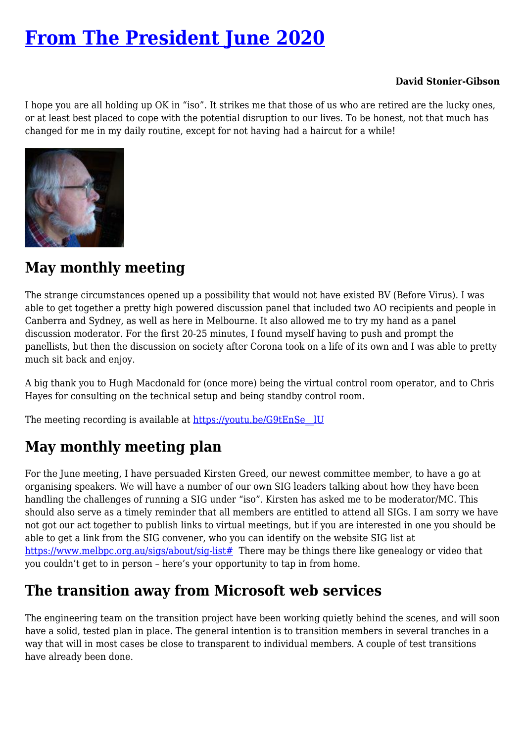# [From The President June 2020](#)

**David Stonier-Gibson**

I hope you are all holding up OK in “iso”. It strikes me that those of us who are retired are the lucky ones, or at least best placed to cope with the potential disruption to our lives. To be honest, not that much has changed for me in my daily routine, except for not having had a haircut for a while!

## May monthly meeting

The strange circumstances opened up a possibility that would not have existed BV (Before Virus). I was able to get together a pretty high powered discussion panel that included two AO recipients and people in Canberra and Sydney, as well as here in Melbourne. It also allowed me to try my hand as a panel discussion moderator. For the first 20-25 minutes, I found myself having to push and prompt the panellists, but then the discussion on society after Corona took on a life of its own and I was able to pretty much sit back and enjoy.

A big thank you to Hugh Macdonald for (once more) being the virtual control room operator, and to Chris Hayes for consulting on the technical setup and being standby control room.

The meeting recording is available at [https://youtu.be/G9tEnSe__lU](https://youtu.be/G9tEnSe__lU)

## May monthly meeting plan

For the June meeting, I have persuaded Kirsten Greed, our newest committee member, to have a go at organising speakers. We will have a number of our own SIG leaders talking about how they have been handling the challenges of running a SIG under “iso”. Kirsten has asked me to be moderator/MC. This should also serve as a timely reminder that all members are entitled to attend all SIGs. I am sorry we have not got our act together to publish links to virtual meetings, but if you are interested in one you should be able to get a link from the SIG convener, who you can identify on the website SIG list at [https://www.melbpc.org.au/sigs/about/sig-list#](https://www.melbpc.org.au/sigs/about/sig-list#)  There may be things there like genealogy or video that you couldn’t get to in person – here’s your opportunity to tap in from home.

## The transition away from Microsoft web services

The engineering team on the transition project have been working quietly behind the scenes, and will soon have a solid, tested plan in place. The general intention is to transition members in several tranches in a way that will in most cases be close to transparent to individual members. A couple of test transitions have already been done.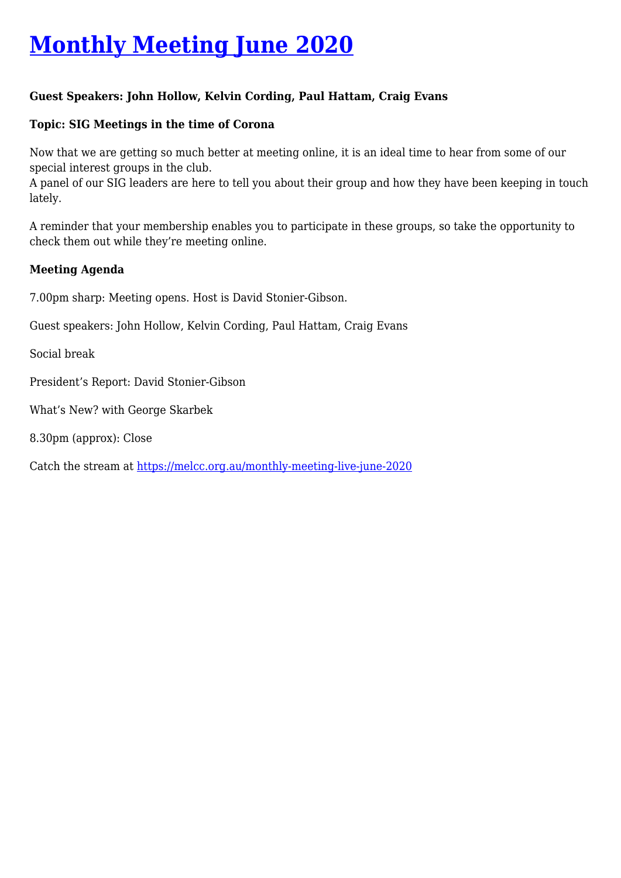# [Monthly Meeting June 2020]

**Guest Speakers: John Hollow, Kelvin Cording, Paul Hattam, Craig Evans**

**Topic: SIG Meetings in the time of Corona**

Now that we are getting so much better at meeting online, it is an ideal time to hear from some of our special interest groups in the club.
A panel of our SIG leaders are here to tell you about their group and how they have been keeping in touch lately.

A reminder that your membership enables you to participate in these groups, so take the opportunity to check them out while they're meeting online.

**Meeting Agenda**

7.00pm sharp: Meeting opens. Host is David Stonier-Gibson.

Guest speakers: John Hollow, Kelvin Cording, Paul Hattam, Craig Evans

Social break

President's Report: David Stonier-Gibson

What's New? with George Skarbek

8.30pm (approx): Close

Catch the stream at https://melcc.org.au/monthly-meeting-live-june-2020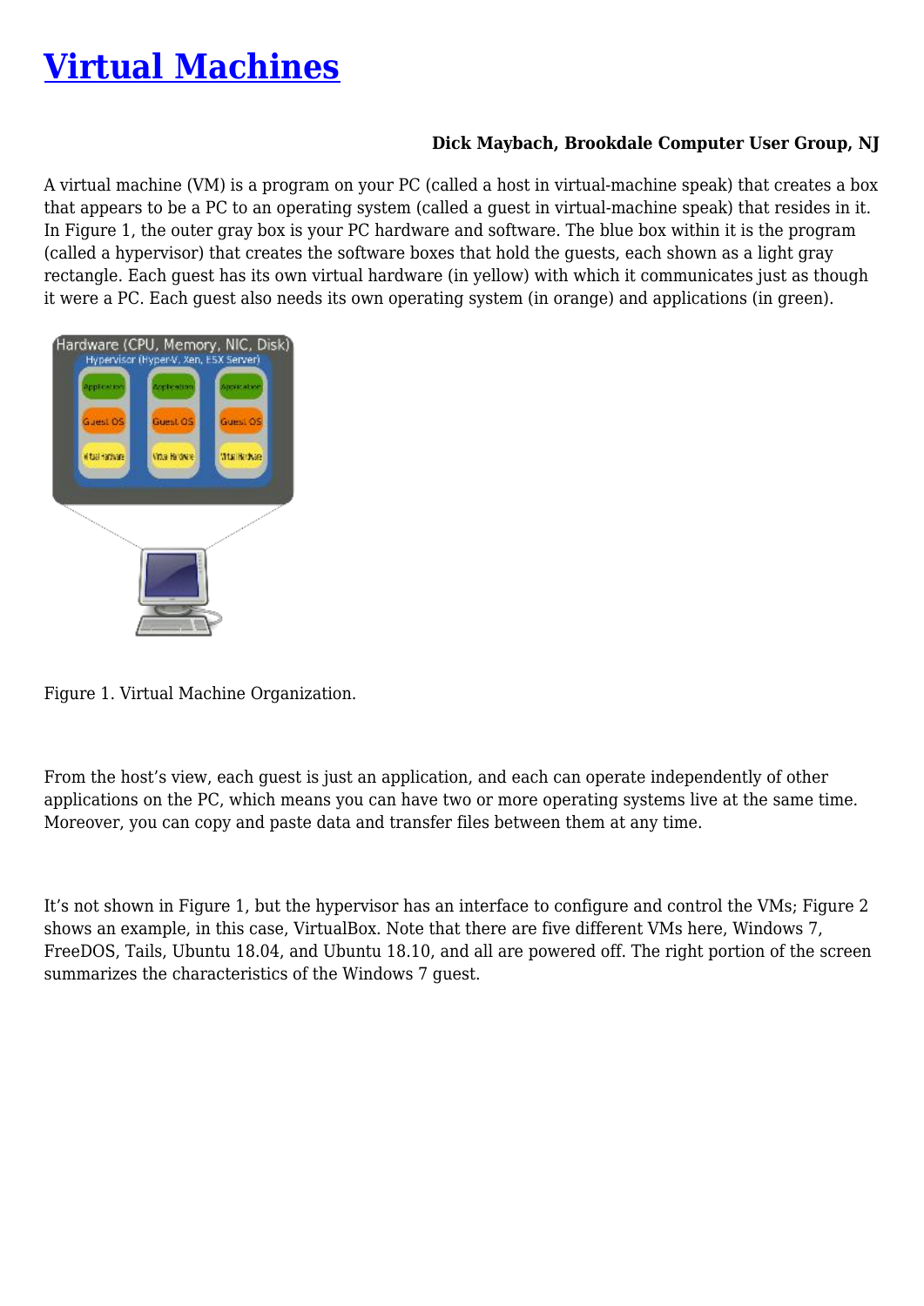# Virtual Machines

**Dick Maybach, Brookdale Computer User Group, NJ**

A virtual machine (VM) is a program on your PC (called a host in virtual-machine speak) that creates a box that appears to be a PC to an operating system (called a guest in virtual-machine speak) that resides in it. In Figure 1, the outer gray box is your PC hardware and software. The blue box within it is the program (called a hypervisor) that creates the software boxes that hold the guests, each shown as a light gray rectangle. Each guest has its own virtual hardware (in yellow) with which it communicates just as though it were a PC. Each guest also needs its own operating system (in orange) and applications (in green).

Figure 1. Virtual Machine Organization.

From the host's view, each guest is just an application, and each can operate independently of other applications on the PC, which means you can have two or more operating systems live at the same time. Moreover, you can copy and paste data and transfer files between them at any time.

It's not shown in Figure 1, but the hypervisor has an interface to configure and control the VMs; Figure 2 shows an example, in this case, VirtualBox. Note that there are five different VMs here, Windows 7, FreeDOS, Tails, Ubuntu 18.04, and Ubuntu 18.10, and all are powered off. The right portion of the screen summarizes the characteristics of the Windows 7 guest.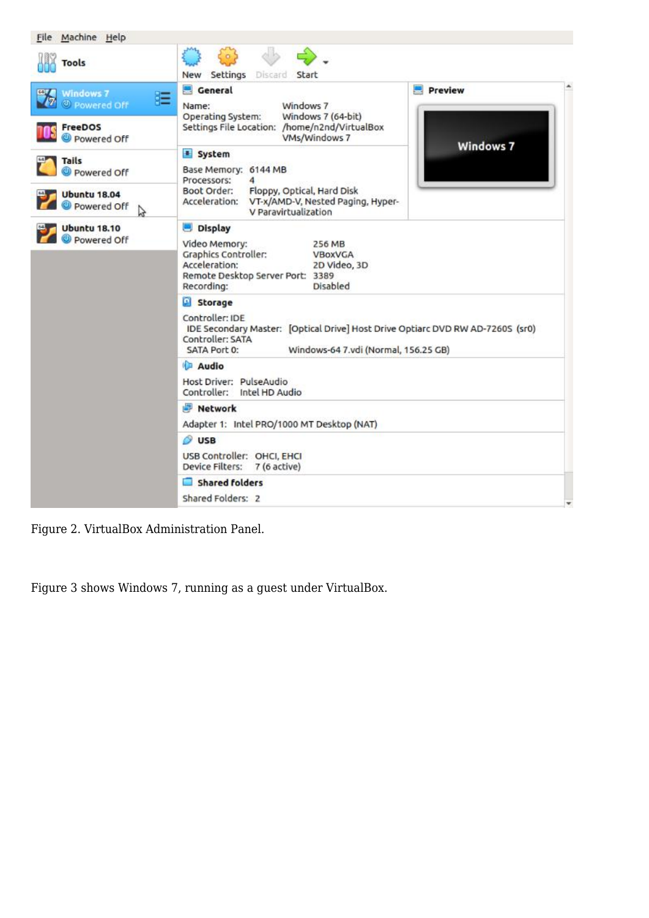Figure 2. VirtualBox Administration Panel.

Figure 3 shows Windows 7, running as a guest under VirtualBox.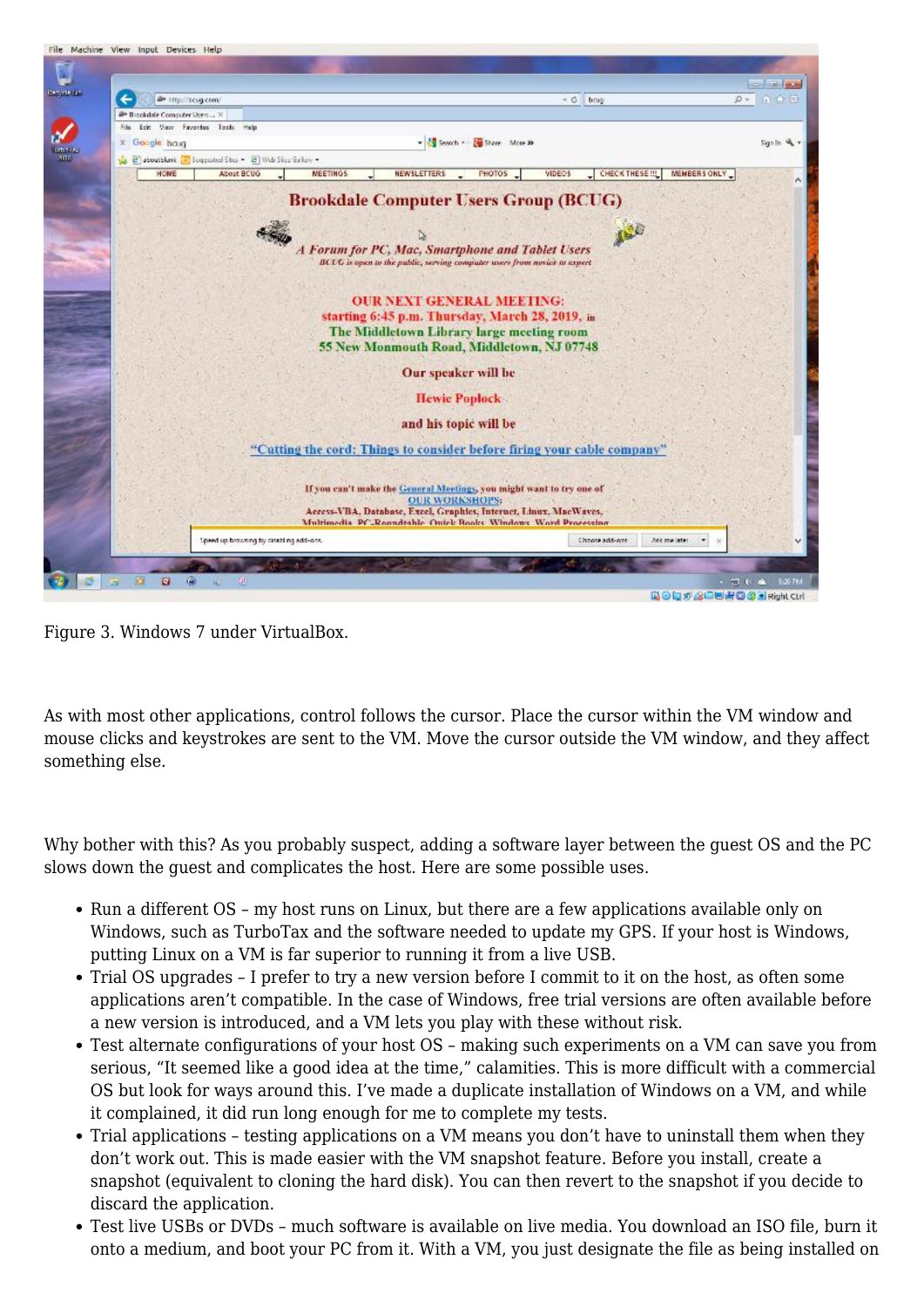Figure 3. Windows 7 under VirtualBox.

As with most other applications, control follows the cursor. Place the cursor within the VM window and mouse clicks and keystrokes are sent to the VM. Move the cursor outside the VM window, and they affect something else.

Why bother with this? As you probably suspect, adding a software layer between the guest OS and the PC slows down the guest and complicates the host. Here are some possible uses.

- Run a different OS – my host runs on Linux, but there are a few applications available only on Windows, such as TurboTax and the software needed to update my GPS. If your host is Windows, putting Linux on a VM is far superior to running it from a live USB.
- Trial OS upgrades – I prefer to try a new version before I commit to it on the host, as often some applications aren't compatible. In the case of Windows, free trial versions are often available before a new version is introduced, and a VM lets you play with these without risk.
- Test alternate configurations of your host OS – making such experiments on a VM can save you from serious, "It seemed like a good idea at the time," calamities. This is more difficult with a commercial OS but look for ways around this. I've made a duplicate installation of Windows on a VM, and while it complained, it did run long enough for me to complete my tests.
- Trial applications – testing applications on a VM means you don't have to uninstall them when they don't work out. This is made easier with the VM snapshot feature. Before you install, create a snapshot (equivalent to cloning the hard disk). You can then revert to the snapshot if you decide to discard the application.
- Test live USBs or DVDs – much software is available on live media. You download an ISO file, burn it onto a medium, and boot your PC from it. With a VM, you just designate the file as being installed on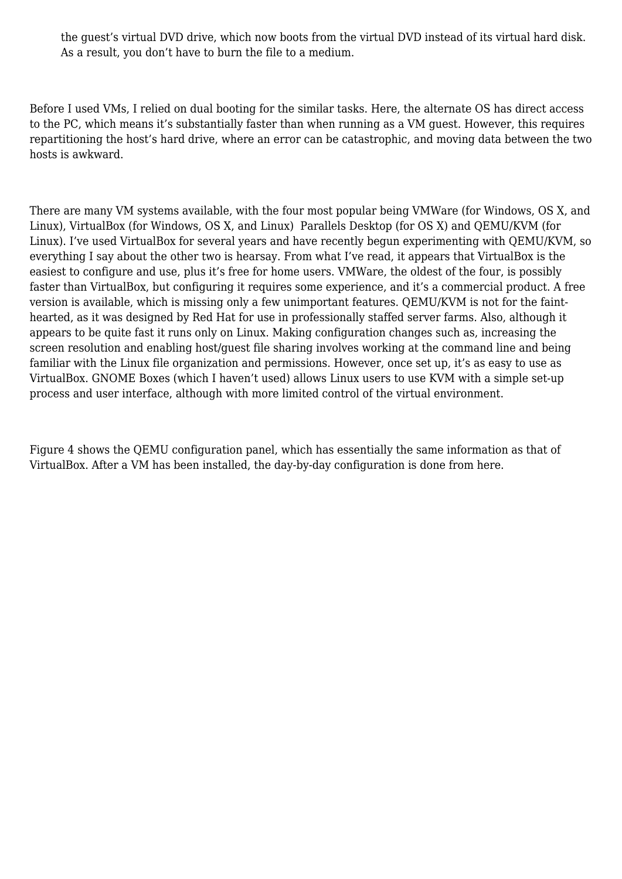the guest's virtual DVD drive, which now boots from the virtual DVD instead of its virtual hard disk. As a result, you don't have to burn the file to a medium.

Before I used VMs, I relied on dual booting for the similar tasks. Here, the alternate OS has direct access to the PC, which means it's substantially faster than when running as a VM guest. However, this requires repartitioning the host's hard drive, where an error can be catastrophic, and moving data between the two hosts is awkward.

There are many VM systems available, with the four most popular being VMWare (for Windows, OS X, and Linux), VirtualBox (for Windows, OS X, and Linux)  Parallels Desktop (for OS X) and QEMU/KVM (for Linux). I've used VirtualBox for several years and have recently begun experimenting with QEMU/KVM, so everything I say about the other two is hearsay. From what I've read, it appears that VirtualBox is the easiest to configure and use, plus it's free for home users. VMWare, the oldest of the four, is possibly faster than VirtualBox, but configuring it requires some experience, and it's a commercial product. A free version is available, which is missing only a few unimportant features. QEMU/KVM is not for the faint-hearted, as it was designed by Red Hat for use in professionally staffed server farms. Also, although it appears to be quite fast it runs only on Linux. Making configuration changes such as, increasing the screen resolution and enabling host/guest file sharing involves working at the command line and being familiar with the Linux file organization and permissions. However, once set up, it's as easy to use as VirtualBox. GNOME Boxes (which I haven't used) allows Linux users to use KVM with a simple set-up process and user interface, although with more limited control of the virtual environment.

Figure 4 shows the QEMU configuration panel, which has essentially the same information as that of VirtualBox. After a VM has been installed, the day-by-day configuration is done from here.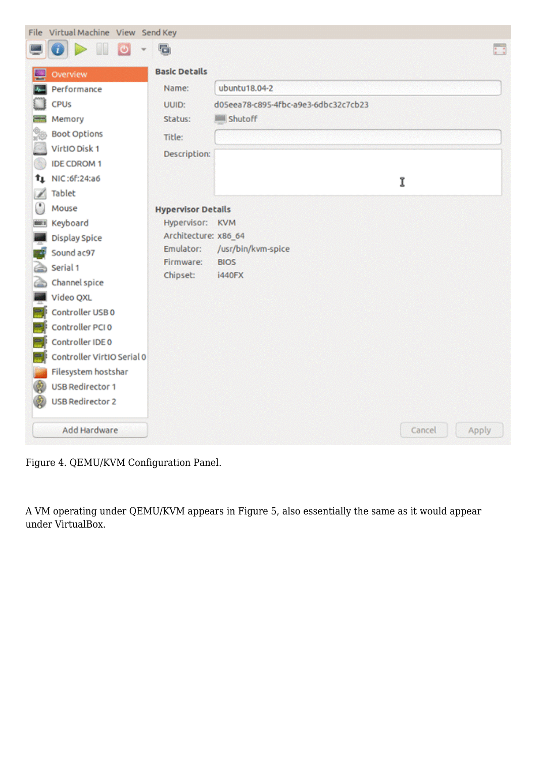Figure 4. QEMU/KVM Configuration Panel.

A VM operating under QEMU/KVM appears in Figure 5, also essentially the same as it would appear under VirtualBox.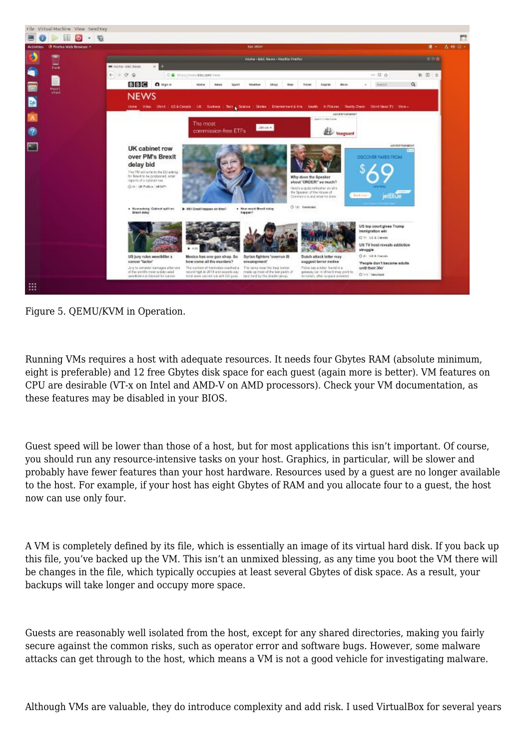Figure 5. QEMU/KVM in Operation.

Running VMs requires a host with adequate resources. It needs four Gbytes RAM (absolute minimum, eight is preferable) and 12 free Gbytes disk space for each guest (again more is better). VM features on CPU are desirable (VT-x on Intel and AMD-V on AMD processors). Check your VM documentation, as these features may be disabled in your BIOS.

Guest speed will be lower than those of a host, but for most applications this isn't important. Of course, you should run any resource-intensive tasks on your host. Graphics, in particular, will be slower and probably have fewer features than your host hardware. Resources used by a guest are no longer available to the host. For example, if your host has eight Gbytes of RAM and you allocate four to a guest, the host now can use only four.

A VM is completely defined by its file, which is essentially an image of its virtual hard disk. If you back up this file, you've backed up the VM. This isn't an unmixed blessing, as any time you boot the VM there will be changes in the file, which typically occupies at least several Gbytes of disk space. As a result, your backups will take longer and occupy more space.

Guests are reasonably well isolated from the host, except for any shared directories, making you fairly secure against the common risks, such as operator error and software bugs. However, some malware attacks can get through to the host, which means a VM is not a good vehicle for investigating malware.

Although VMs are valuable, they do introduce complexity and add risk. I used VirtualBox for several years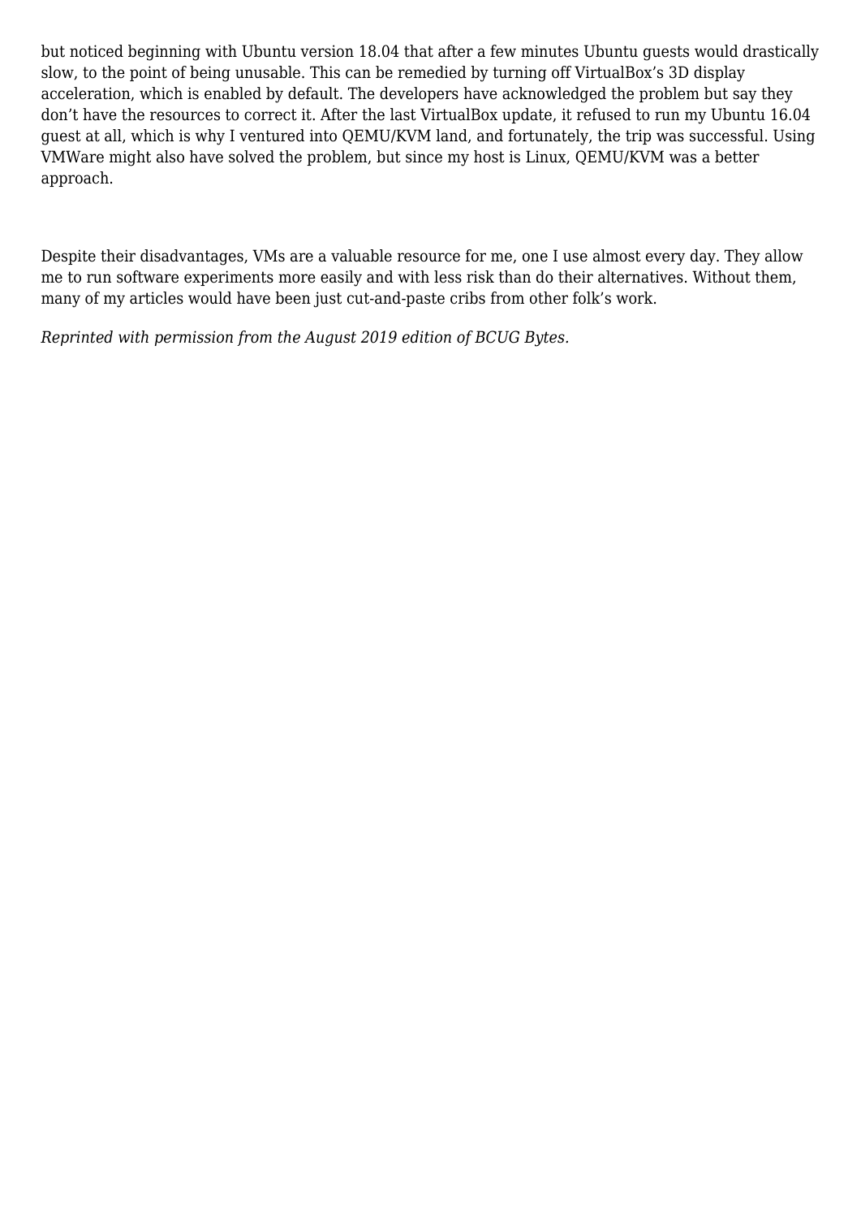but noticed beginning with Ubuntu version 18.04 that after a few minutes Ubuntu guests would drastically slow, to the point of being unusable. This can be remedied by turning off VirtualBox's 3D display acceleration, which is enabled by default. The developers have acknowledged the problem but say they don't have the resources to correct it. After the last VirtualBox update, it refused to run my Ubuntu 16.04 guest at all, which is why I ventured into QEMU/KVM land, and fortunately, the trip was successful. Using VMWare might also have solved the problem, but since my host is Linux, QEMU/KVM was a better approach.

Despite their disadvantages, VMs are a valuable resource for me, one I use almost every day. They allow me to run software experiments more easily and with less risk than do their alternatives. Without them, many of my articles would have been just cut-and-paste cribs from other folk's work.

*Reprinted with permission from the August 2019 edition of BCUG Bytes.*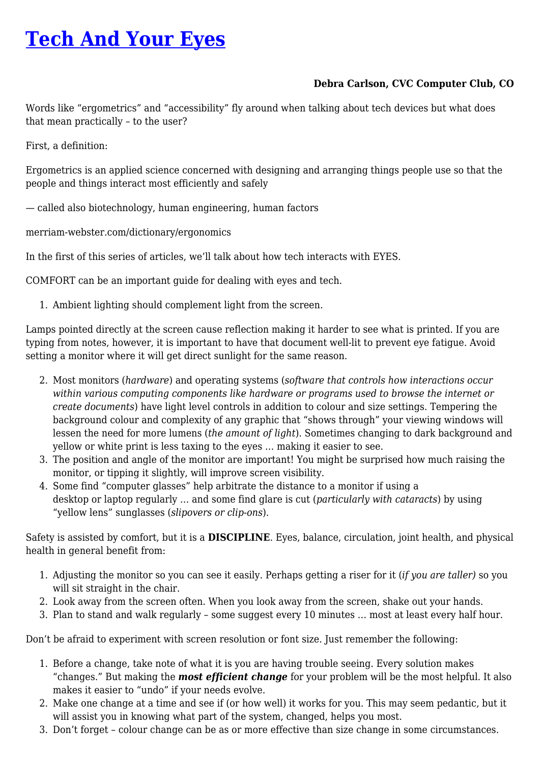# [Tech And Your Eyes]()

**Debra Carlson, CVC Computer Club, CO**

Words like "ergometrics" and "accessibility" fly around when talking about tech devices but what does that mean practically – to the user?

First, a definition:

Ergometrics is an applied science concerned with designing and arranging things people use so that the people and things interact most efficiently and safely

— called also biotechnology, human engineering, human factors

merriam-webster.com/dictionary/ergonomics

In the first of this series of articles, we'll talk about how tech interacts with EYES.

COMFORT can be an important guide for dealing with eyes and tech.

1. Ambient lighting should complement light from the screen.

Lamps pointed directly at the screen cause reflection making it harder to see what is printed. If you are typing from notes, however, it is important to have that document well-lit to prevent eye fatigue. Avoid setting a monitor where it will get direct sunlight for the same reason.

2. Most monitors (*hardware*) and operating systems (*software that controls how interactions occur within various computing components like hardware or programs used to browse the internet or create documents*) have light level controls in addition to colour and size settings. Tempering the background colour and complexity of any graphic that "shows through" your viewing windows will lessen the need for more lumens (*the amount of light*). Sometimes changing to dark background and yellow or white print is less taxing to the eyes … making it easier to see.
3. The position and angle of the monitor are important! You might be surprised how much raising the monitor, or tipping it slightly, will improve screen visibility.
4. Some find "computer glasses" help arbitrate the distance to a monitor if using a desktop or laptop regularly … and some find glare is cut (*particularly with cataracts*) by using "yellow lens" sunglasses (*slipovers or clip-ons*).

Safety is assisted by comfort, but it is a **DISCIPLINE**. Eyes, balance, circulation, joint health, and physical health in general benefit from:

1. Adjusting the monitor so you can see it easily. Perhaps getting a riser for it (*if you are taller)* so you will sit straight in the chair.
2. Look away from the screen often. When you look away from the screen, shake out your hands.
3. Plan to stand and walk regularly – some suggest every 10 minutes … most at least every half hour.

Don't be afraid to experiment with screen resolution or font size. Just remember the following:

1. Before a change, take note of what it is you are having trouble seeing. Every solution makes "changes." But making the ***most efficient change*** for your problem will be the most helpful. It also makes it easier to "undo" if your needs evolve.
2. Make one change at a time and see if (or how well) it works for you. This may seem pedantic, but it will assist you in knowing what part of the system, changed, helps you most.
3. Don't forget – colour change can be as or more effective than size change in some circumstances.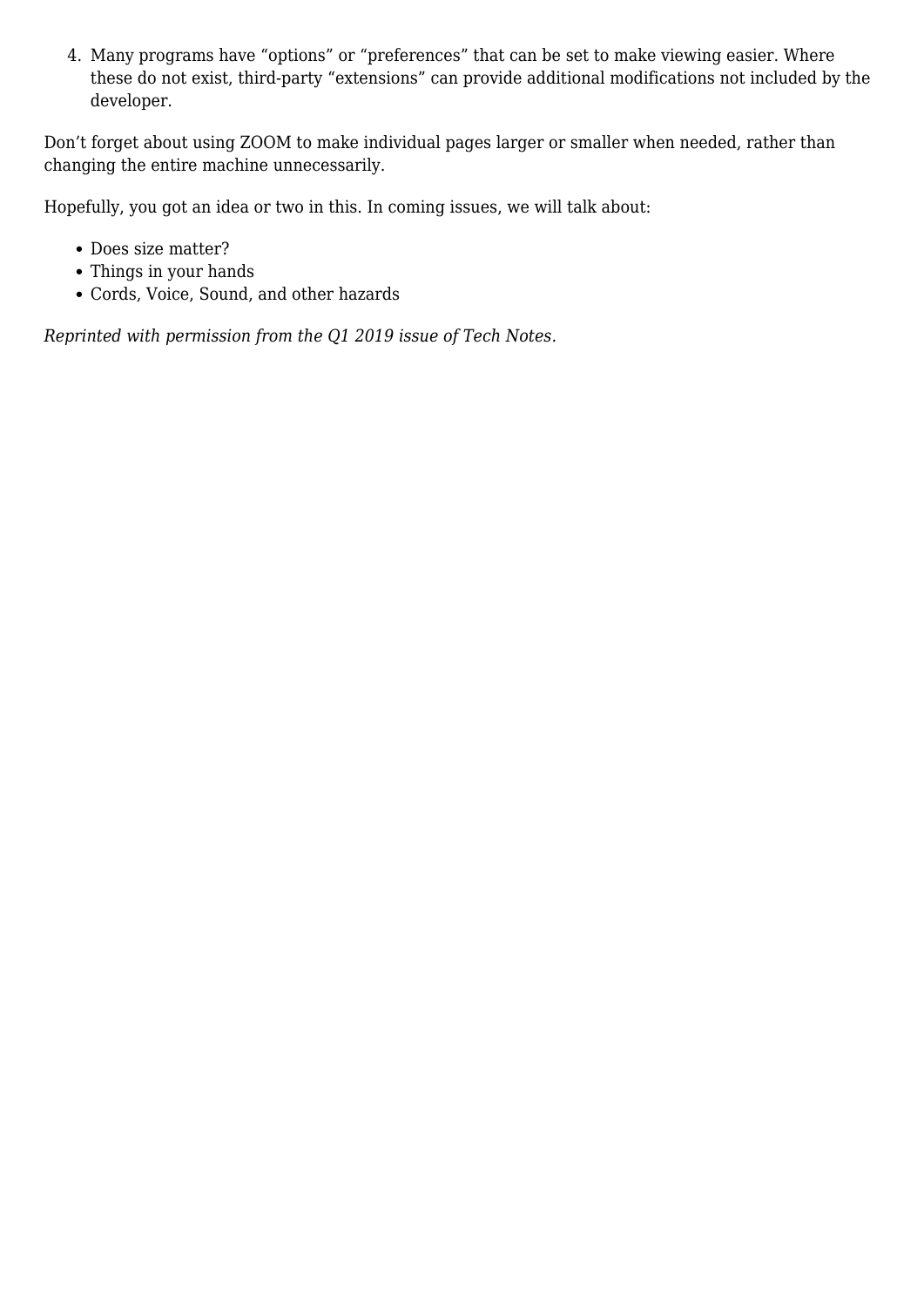4. Many programs have “options” or “preferences” that can be set to make viewing easier. Where these do not exist, third-party “extensions” can provide additional modifications not included by the developer.

Don’t forget about using ZOOM to make individual pages larger or smaller when needed, rather than changing the entire machine unnecessarily.

Hopefully, you got an idea or two in this. In coming issues, we will talk about:

- Does size matter?
- Things in your hands
- Cords, Voice, Sound, and other hazards

*Reprinted with permission from the Q1 2019 issue of Tech Notes.*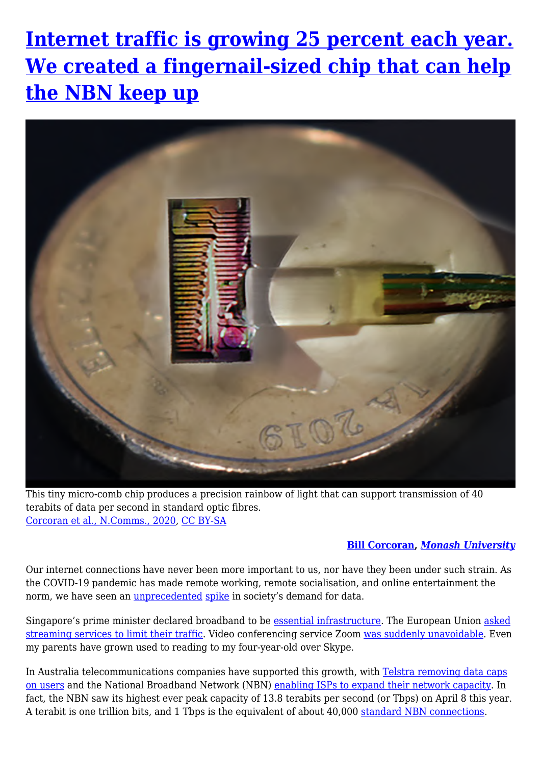# Internet traffic is growing 25 percent each year. We created a fingernail-sized chip that can help the NBN keep up

This tiny micro-comb chip produces a precision rainbow of light that can support transmission of 40 terabits of data per second in standard optic fibres.
Corcoran et al., N.Comms., 2020, CC BY-SA

**Bill Corcoran**, ***Monash University***

Our internet connections have never been more important to us, nor have they been under such strain. As the COVID-19 pandemic has made remote working, remote socialisation, and online entertainment the norm, we have seen an unprecedented spike in society's demand for data.

Singapore's prime minister declared broadband to be essential infrastructure. The European Union asked streaming services to limit their traffic. Video conferencing service Zoom was suddenly unavoidable. Even my parents have grown used to reading to my four-year-old over Skype.

In Australia telecommunications companies have supported this growth, with Telstra removing data caps on users and the National Broadband Network (NBN) enabling ISPs to expand their network capacity. In fact, the NBN saw its highest ever peak capacity of 13.8 terabits per second (or Tbps) on April 8 this year. A terabit is one trillion bits, and 1 Tbps is the equivalent of about 40,000 standard NBN connections.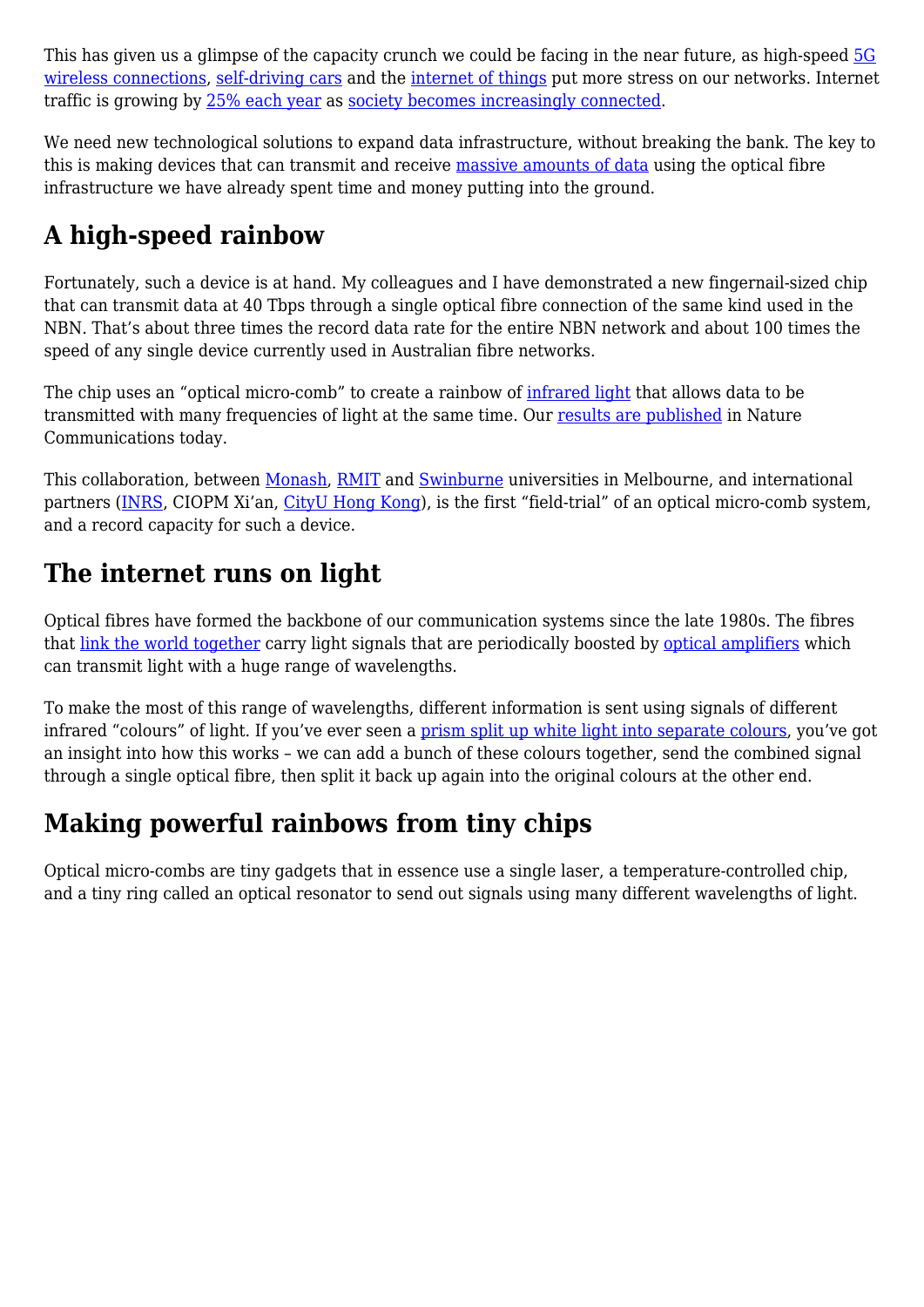This has given us a glimpse of the capacity crunch we could be facing in the near future, as high-speed 5G wireless connections, self-driving cars and the internet of things put more stress on our networks. Internet traffic is growing by 25% each year as society becomes increasingly connected.

We need new technological solutions to expand data infrastructure, without breaking the bank. The key to this is making devices that can transmit and receive massive amounts of data using the optical fibre infrastructure we have already spent time and money putting into the ground.

## A high-speed rainbow

Fortunately, such a device is at hand. My colleagues and I have demonstrated a new fingernail-sized chip that can transmit data at 40 Tbps through a single optical fibre connection of the same kind used in the NBN. That's about three times the record data rate for the entire NBN network and about 100 times the speed of any single device currently used in Australian fibre networks.

The chip uses an "optical micro-comb" to create a rainbow of infrared light that allows data to be transmitted with many frequencies of light at the same time. Our results are published in Nature Communications today.

This collaboration, between Monash, RMIT and Swinburne universities in Melbourne, and international partners (INRS, CIOPM Xi'an, CityU Hong Kong), is the first "field-trial" of an optical micro-comb system, and a record capacity for such a device.

## The internet runs on light

Optical fibres have formed the backbone of our communication systems since the late 1980s. The fibres that link the world together carry light signals that are periodically boosted by optical amplifiers which can transmit light with a huge range of wavelengths.

To make the most of this range of wavelengths, different information is sent using signals of different infrared "colours" of light. If you've ever seen a prism split up white light into separate colours, you've got an insight into how this works – we can add a bunch of these colours together, send the combined signal through a single optical fibre, then split it back up again into the original colours at the other end.

## Making powerful rainbows from tiny chips

Optical micro-combs are tiny gadgets that in essence use a single laser, a temperature-controlled chip, and a tiny ring called an optical resonator to send out signals using many different wavelengths of light.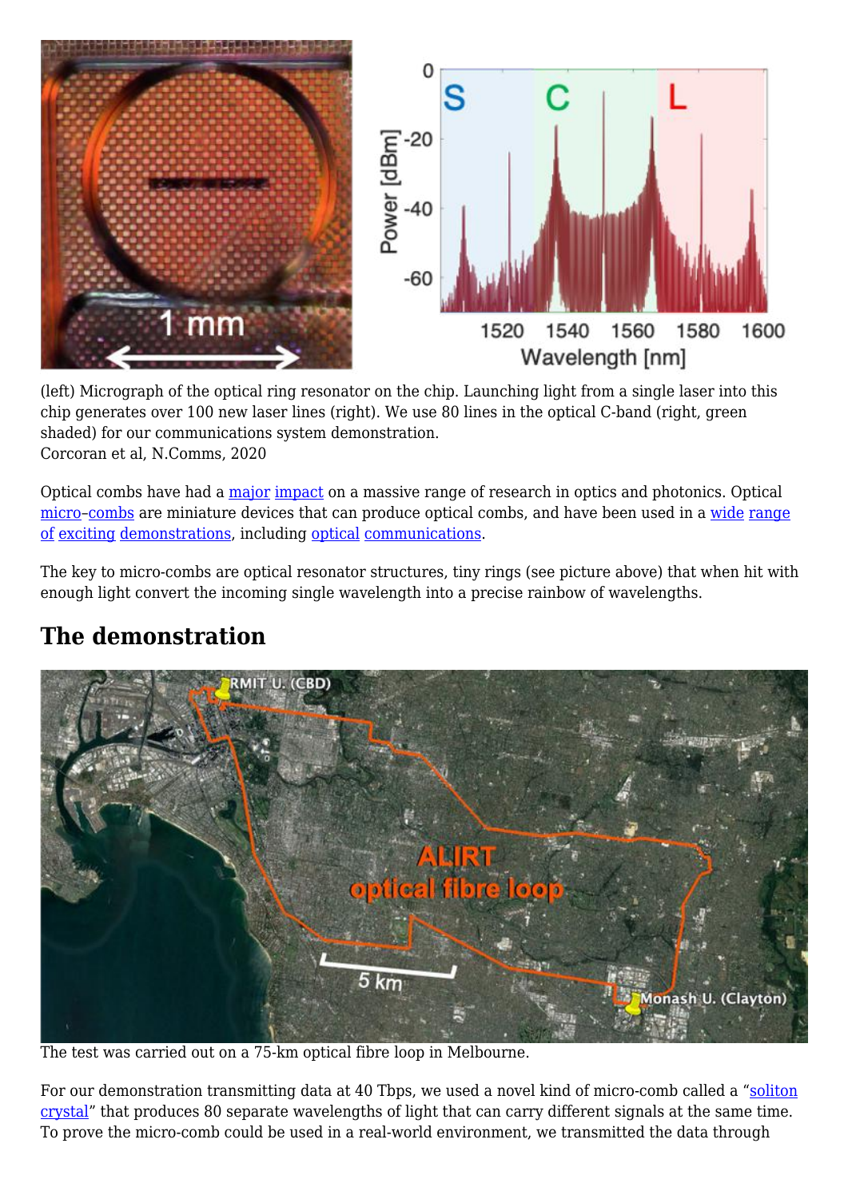(left) Micrograph of the optical ring resonator on the chip. Launching light from a single laser into this chip generates over 100 new laser lines (right). We use 80 lines in the optical C-band (right, green shaded) for our communications system demonstration.
Corcoran et al, N.Comms, 2020

Optical combs have had a major impact on a massive range of research in optics and photonics. Optical micro–combs are miniature devices that can produce optical combs, and have been used in a wide range of exciting demonstrations, including optical communications.

The key to micro-combs are optical resonator structures, tiny rings (see picture above) that when hit with enough light convert the incoming single wavelength into a precise rainbow of wavelengths.

## The demonstration

The test was carried out on a 75-km optical fibre loop in Melbourne.

For our demonstration transmitting data at 40 Tbps, we used a novel kind of micro-comb called a "soliton crystal" that produces 80 separate wavelengths of light that can carry different signals at the same time. To prove the micro-comb could be used in a real-world environment, we transmitted the data through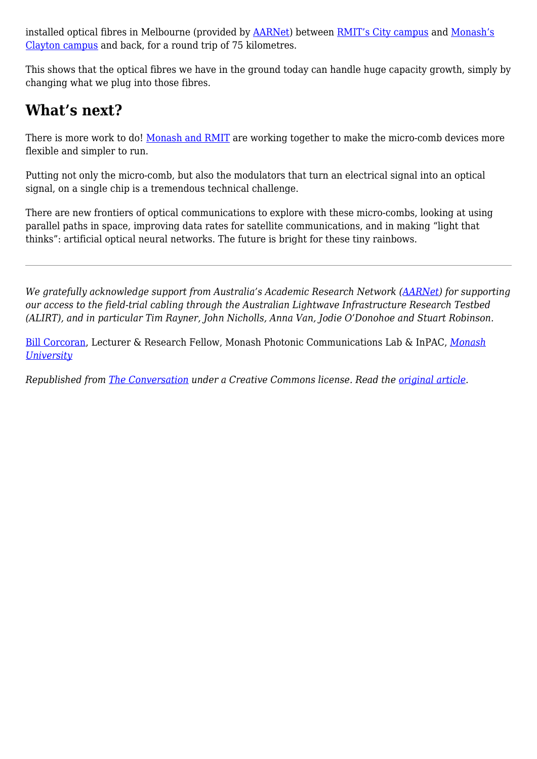installed optical fibres in Melbourne (provided by AARNet) between RMIT's City campus and Monash's Clayton campus and back, for a round trip of 75 kilometres.

This shows that the optical fibres we have in the ground today can handle huge capacity growth, simply by changing what we plug into those fibres.

## What's next?

There is more work to do! Monash and RMIT are working together to make the micro-comb devices more flexible and simpler to run.

Putting not only the micro-comb, but also the modulators that turn an electrical signal into an optical signal, on a single chip is a tremendous technical challenge.

There are new frontiers of optical communications to explore with these micro-combs, looking at using parallel paths in space, improving data rates for satellite communications, and in making "light that thinks": artificial optical neural networks. The future is bright for these tiny rainbows.

---

*We gratefully acknowledge support from Australia's Academic Research Network (AARNet) for supporting our access to the field-trial cabling through the Australian Lightwave Infrastructure Research Testbed (ALIRT), and in particular Tim Rayner, John Nicholls, Anna Van, Jodie O'Donohoe and Stuart Robinson.*

Bill Corcoran, Lecturer & Research Fellow, Monash Photonic Communications Lab & InPAC, *Monash University*

*Republished from The Conversation under a Creative Commons license. Read the original article.*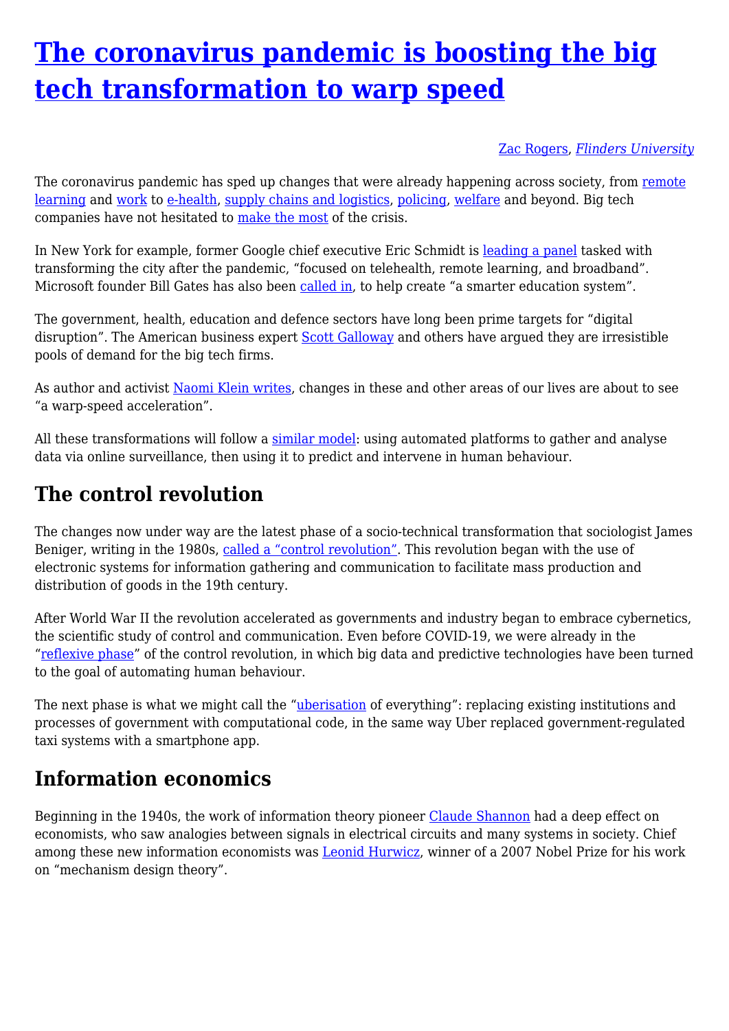# [The coronavirus pandemic is boosting the big tech transformation to warp speed]

[Zac Rogers], *[Flinders University]*

The coronavirus pandemic has sped up changes that were already happening across society, from remote learning and work to e-health, supply chains and logistics, policing, welfare and beyond. Big tech companies have not hesitated to make the most of the crisis.

In New York for example, former Google chief executive Eric Schmidt is leading a panel tasked with transforming the city after the pandemic, "focused on telehealth, remote learning, and broadband". Microsoft founder Bill Gates has also been called in, to help create "a smarter education system".

The government, health, education and defence sectors have long been prime targets for "digital disruption". The American business expert Scott Galloway and others have argued they are irresistible pools of demand for the big tech firms.

As author and activist Naomi Klein writes, changes in these and other areas of our lives are about to see "a warp-speed acceleration".

All these transformations will follow a similar model: using automated platforms to gather and analyse data via online surveillance, then using it to predict and intervene in human behaviour.

## The control revolution

The changes now under way are the latest phase of a socio-technical transformation that sociologist James Beniger, writing in the 1980s, called a "control revolution". This revolution began with the use of electronic systems for information gathering and communication to facilitate mass production and distribution of goods in the 19th century.

After World War II the revolution accelerated as governments and industry began to embrace cybernetics, the scientific study of control and communication. Even before COVID-19, we were already in the "reflexive phase" of the control revolution, in which big data and predictive technologies have been turned to the goal of automating human behaviour.

The next phase is what we might call the "uberisation of everything": replacing existing institutions and processes of government with computational code, in the same way Uber replaced government-regulated taxi systems with a smartphone app.

## Information economics

Beginning in the 1940s, the work of information theory pioneer Claude Shannon had a deep effect on economists, who saw analogies between signals in electrical circuits and many systems in society. Chief among these new information economists was Leonid Hurwicz, winner of a 2007 Nobel Prize for his work on "mechanism design theory".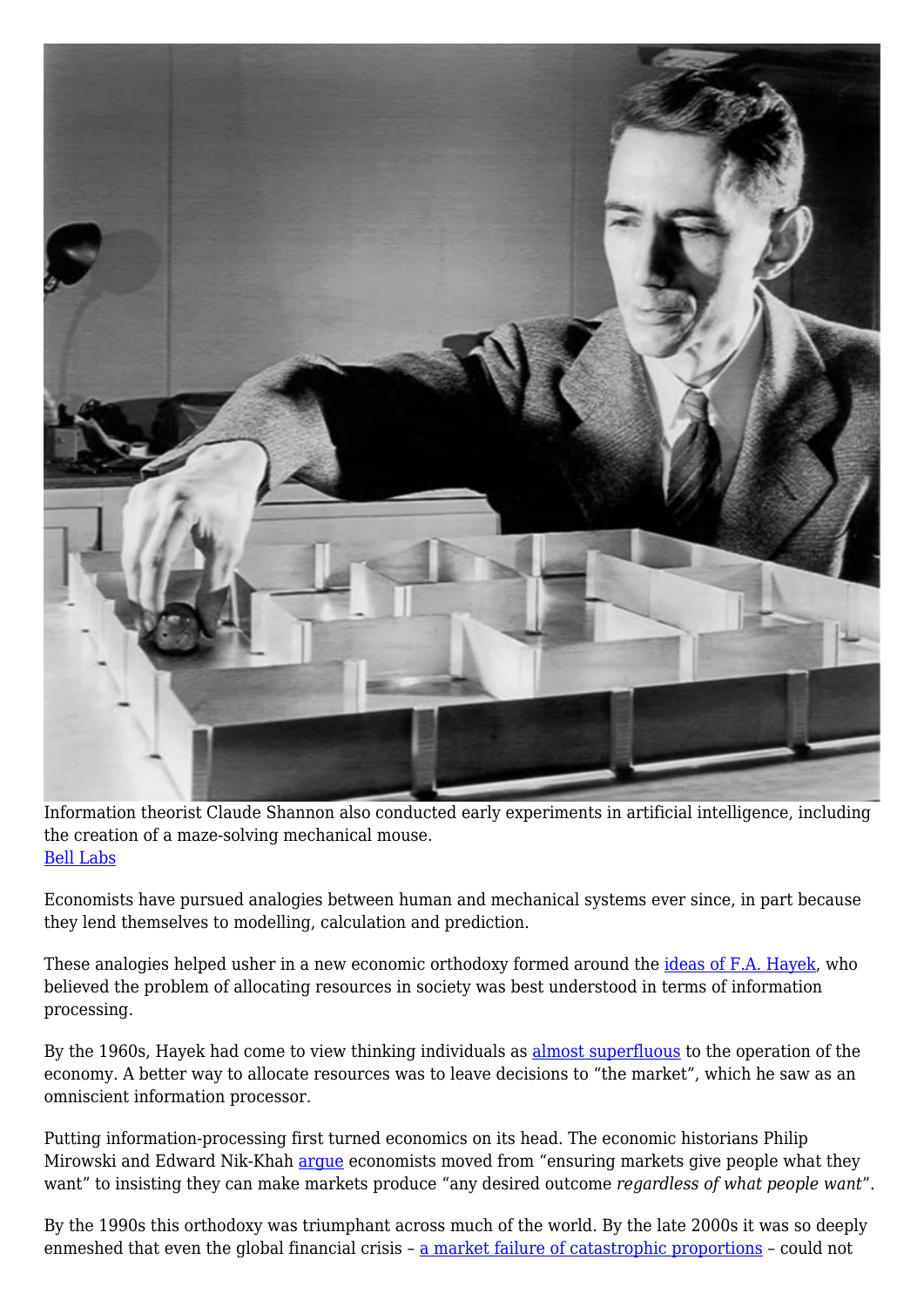Information theorist Claude Shannon also conducted early experiments in artificial intelligence, including the creation of a maze-solving mechanical mouse.
[Bell Labs]

Economists have pursued analogies between human and mechanical systems ever since, in part because they lend themselves to modelling, calculation and prediction.

These analogies helped usher in a new economic orthodoxy formed around the [ideas of F.A. Hayek], who believed the problem of allocating resources in society was best understood in terms of information processing.

By the 1960s, Hayek had come to view thinking individuals as [almost superfluous] to the operation of the economy. A better way to allocate resources was to leave decisions to "the market", which he saw as an omniscient information processor.

Putting information-processing first turned economics on its head. The economic historians Philip Mirowski and Edward Nik-Khah [argue] economists moved from "ensuring markets give people what they want" to insisting they can make markets produce "any desired outcome *regardless of what people want*".

By the 1990s this orthodoxy was triumphant across much of the world. By the late 2000s it was so deeply enmeshed that even the global financial crisis – [a market failure of catastrophic proportions] – could not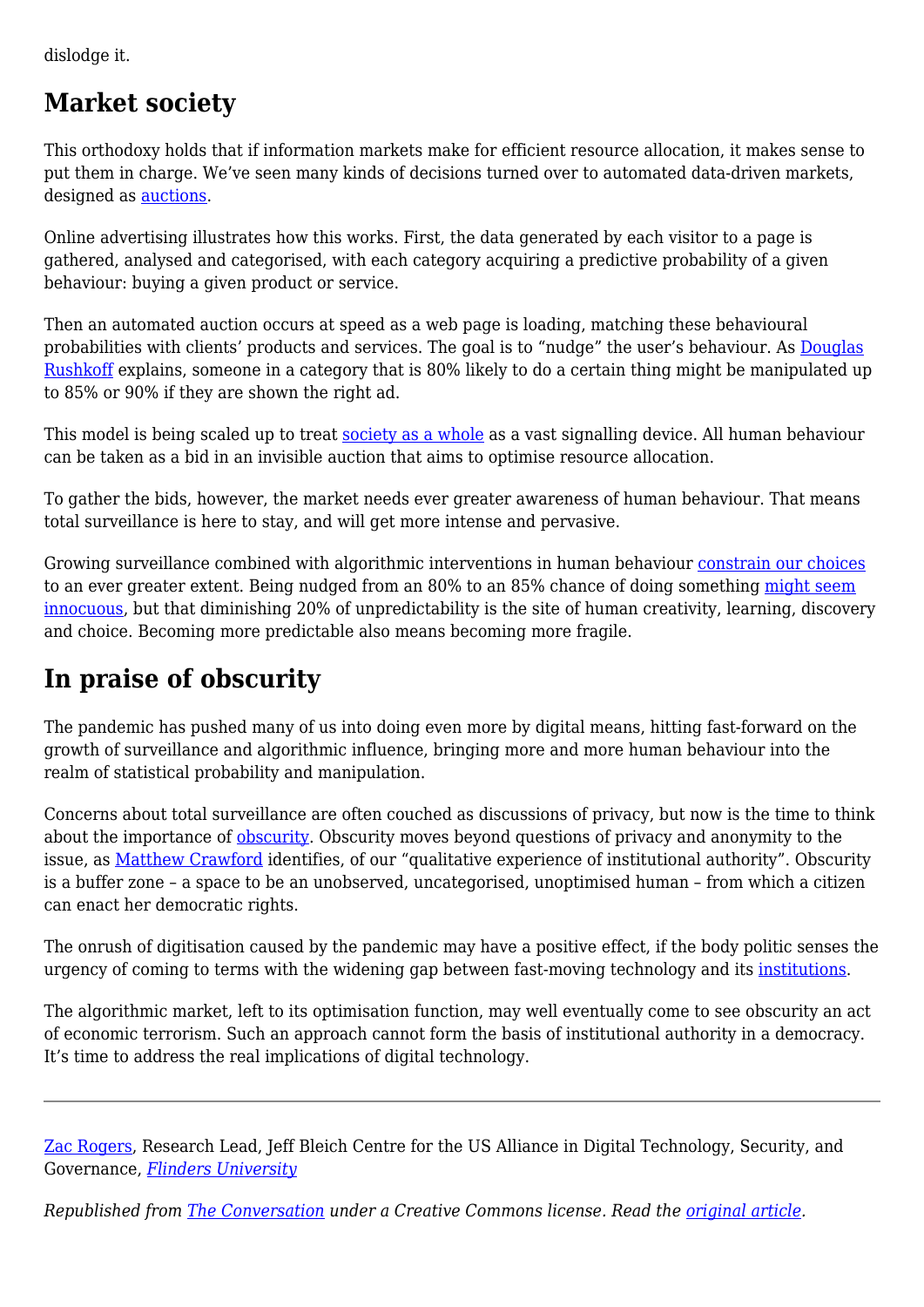dislodge it.

## Market society

This orthodoxy holds that if information markets make for efficient resource allocation, it makes sense to put them in charge. We've seen many kinds of decisions turned over to automated data-driven markets, designed as auctions.

Online advertising illustrates how this works. First, the data generated by each visitor to a page is gathered, analysed and categorised, with each category acquiring a predictive probability of a given behaviour: buying a given product or service.

Then an automated auction occurs at speed as a web page is loading, matching these behavioural probabilities with clients' products and services. The goal is to "nudge" the user's behaviour. As Douglas Rushkoff explains, someone in a category that is 80% likely to do a certain thing might be manipulated up to 85% or 90% if they are shown the right ad.

This model is being scaled up to treat society as a whole as a vast signalling device. All human behaviour can be taken as a bid in an invisible auction that aims to optimise resource allocation.

To gather the bids, however, the market needs ever greater awareness of human behaviour. That means total surveillance is here to stay, and will get more intense and pervasive.

Growing surveillance combined with algorithmic interventions in human behaviour constrain our choices to an ever greater extent. Being nudged from an 80% to an 85% chance of doing something might seem innocuous, but that diminishing 20% of unpredictability is the site of human creativity, learning, discovery and choice. Becoming more predictable also means becoming more fragile.

## In praise of obscurity

The pandemic has pushed many of us into doing even more by digital means, hitting fast-forward on the growth of surveillance and algorithmic influence, bringing more and more human behaviour into the realm of statistical probability and manipulation.

Concerns about total surveillance are often couched as discussions of privacy, but now is the time to think about the importance of obscurity. Obscurity moves beyond questions of privacy and anonymity to the issue, as Matthew Crawford identifies, of our "qualitative experience of institutional authority". Obscurity is a buffer zone – a space to be an unobserved, uncategorised, unoptimised human – from which a citizen can enact her democratic rights.

The onrush of digitisation caused by the pandemic may have a positive effect, if the body politic senses the urgency of coming to terms with the widening gap between fast-moving technology and its institutions.

The algorithmic market, left to its optimisation function, may well eventually come to see obscurity an act of economic terrorism. Such an approach cannot form the basis of institutional authority in a democracy. It's time to address the real implications of digital technology.

---

Zac Rogers, Research Lead, Jeff Bleich Centre for the US Alliance in Digital Technology, Security, and Governance, *Flinders University*

*Republished from The Conversation under a Creative Commons license. Read the original article.*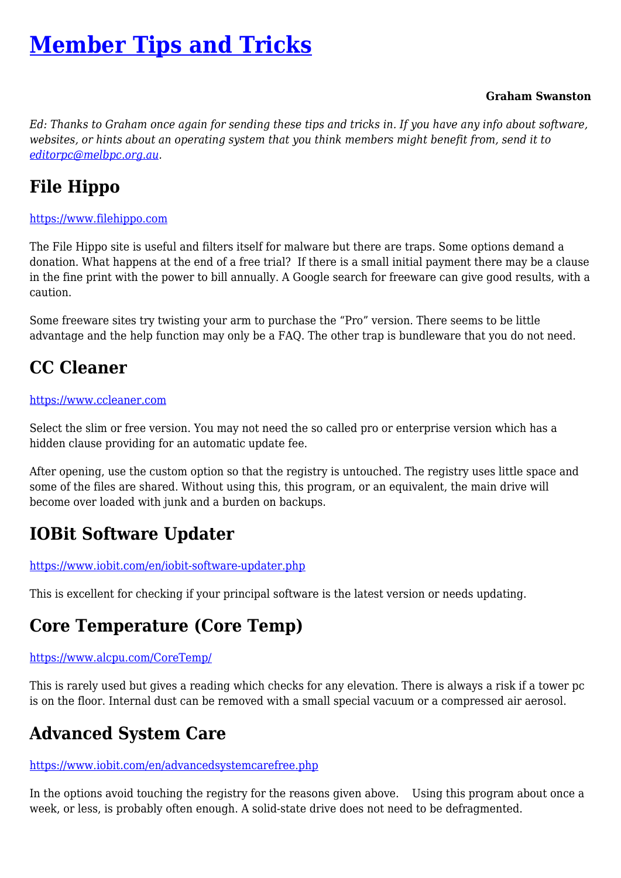# [Member Tips and Tricks](#)

**Graham Swanston**

*Ed: Thanks to Graham once again for sending these tips and tricks in. If you have any info about software, websites, or hints about an operating system that you think members might benefit from, send it to [editorpc@melbpc.org.au](mailto:editorpc@melbpc.org.au).*

## File Hippo

[https://www.filehippo.com](https://www.filehippo.com)

The File Hippo site is useful and filters itself for malware but there are traps. Some options demand a donation. What happens at the end of a free trial? If there is a small initial payment there may be a clause in the fine print with the power to bill annually. A Google search for freeware can give good results, with a caution.

Some freeware sites try twisting your arm to purchase the "Pro" version. There seems to be little advantage and the help function may only be a FAQ. The other trap is bundleware that you do not need.

## CC Cleaner

[https://www.ccleaner.com](https://www.ccleaner.com)

Select the slim or free version. You may not need the so called pro or enterprise version which has a hidden clause providing for an automatic update fee.

After opening, use the custom option so that the registry is untouched. The registry uses little space and some of the files are shared. Without using this, this program, or an equivalent, the main drive will become over loaded with junk and a burden on backups.

## IOBit Software Updater

[https://www.iobit.com/en/iobit-software-updater.php](https://www.iobit.com/en/iobit-software-updater.php)

This is excellent for checking if your principal software is the latest version or needs updating.

## Core Temperature (Core Temp)

[https://www.alcpu.com/CoreTemp/](https://www.alcpu.com/CoreTemp/)

This is rarely used but gives a reading which checks for any elevation. There is always a risk if a tower pc is on the floor. Internal dust can be removed with a small special vacuum or a compressed air aerosol.

## Advanced System Care

[https://www.iobit.com/en/advancedsystemcarefree.php](https://www.iobit.com/en/advancedsystemcarefree.php)

In the options avoid touching the registry for the reasons given above. Using this program about once a week, or less, is probably often enough. A solid-state drive does not need to be defragmented.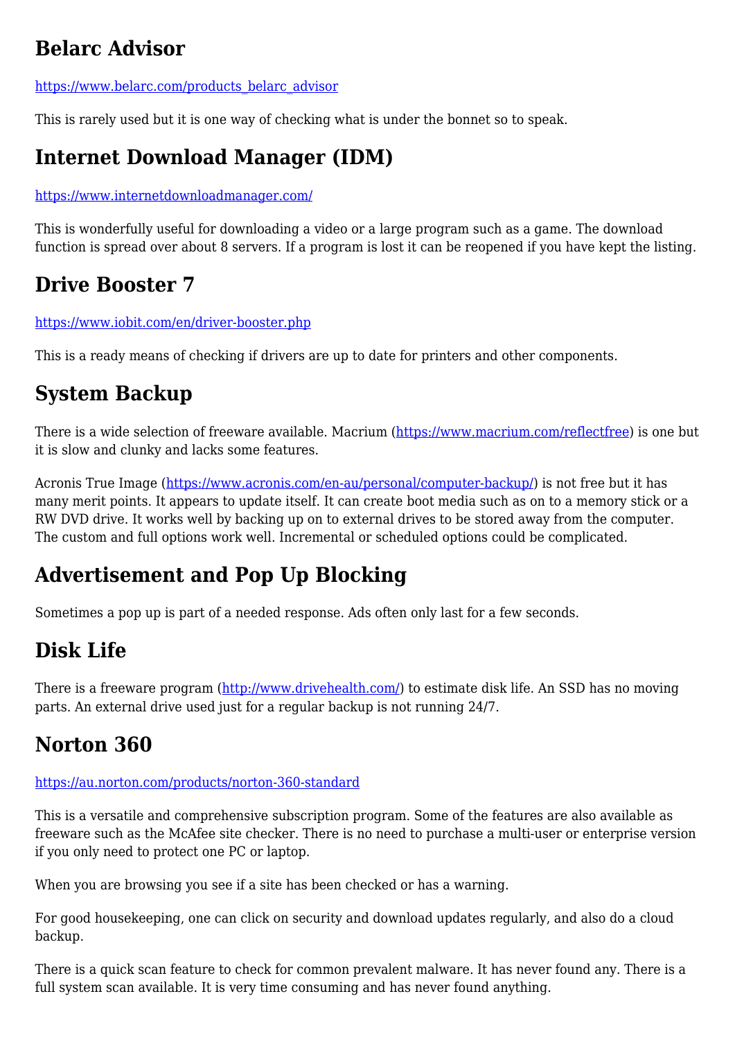## Belarc Advisor

https://www.belarc.com/products_belarc_advisor

This is rarely used but it is one way of checking what is under the bonnet so to speak.

## Internet Download Manager (IDM)

https://www.internetdownloadmanager.com/

This is wonderfully useful for downloading a video or a large program such as a game. The download function is spread over about 8 servers. If a program is lost it can be reopened if you have kept the listing.

## Drive Booster 7

https://www.iobit.com/en/driver-booster.php

This is a ready means of checking if drivers are up to date for printers and other components.

## System Backup

There is a wide selection of freeware available. Macrium (https://www.macrium.com/reflectfree) is one but it is slow and clunky and lacks some features.

Acronis True Image (https://www.acronis.com/en-au/personal/computer-backup/) is not free but it has many merit points. It appears to update itself. It can create boot media such as on to a memory stick or a RW DVD drive. It works well by backing up on to external drives to be stored away from the computer. The custom and full options work well. Incremental or scheduled options could be complicated.

## Advertisement and Pop Up Blocking

Sometimes a pop up is part of a needed response. Ads often only last for a few seconds.

## Disk Life

There is a freeware program (http://www.drivehealth.com/) to estimate disk life. An SSD has no moving parts. An external drive used just for a regular backup is not running 24/7.

## Norton 360

https://au.norton.com/products/norton-360-standard

This is a versatile and comprehensive subscription program. Some of the features are also available as freeware such as the McAfee site checker. There is no need to purchase a multi-user or enterprise version if you only need to protect one PC or laptop.

When you are browsing you see if a site has been checked or has a warning.

For good housekeeping, one can click on security and download updates regularly, and also do a cloud backup.

There is a quick scan feature to check for common prevalent malware. It has never found any. There is a full system scan available. It is very time consuming and has never found anything.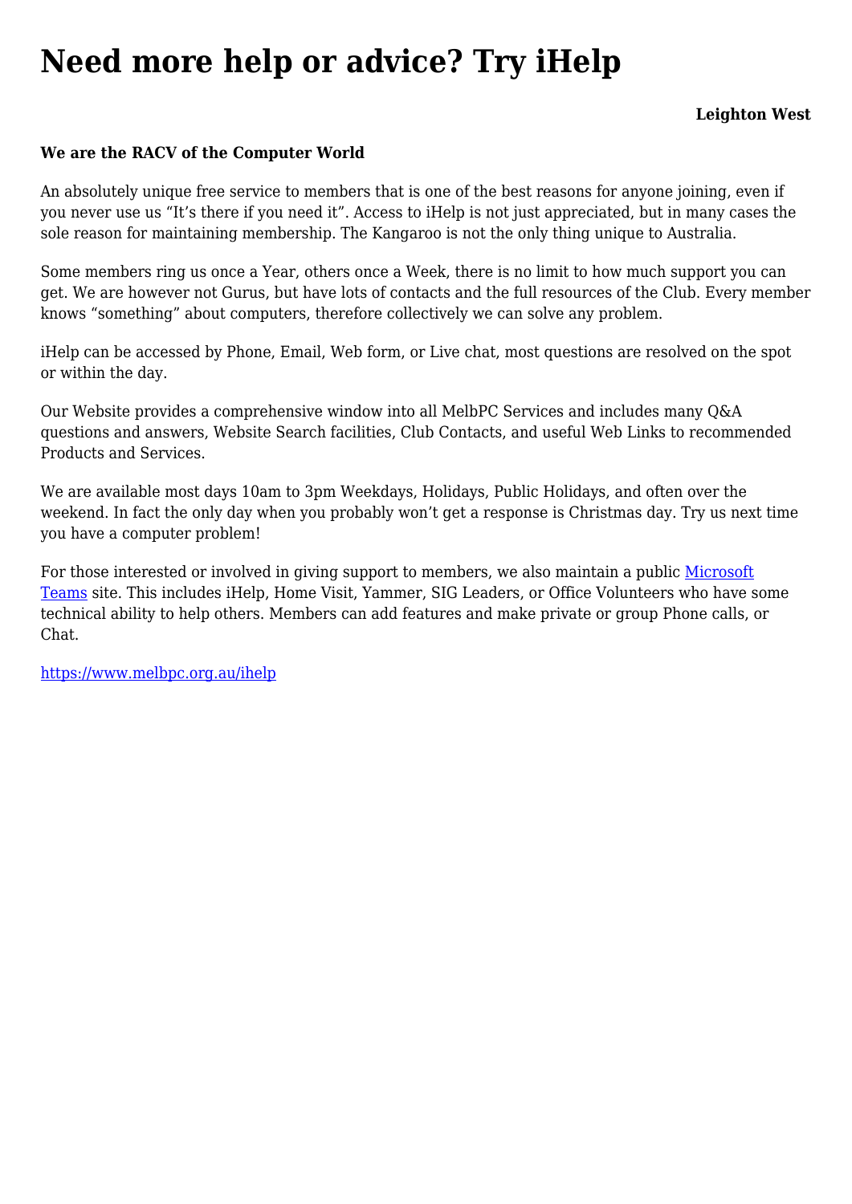# Need more help or advice? Try iHelp

**Leighton West**

**We are the RACV of the Computer World**

An absolutely unique free service to members that is one of the best reasons for anyone joining, even if you never use us "It's there if you need it". Access to iHelp is not just appreciated, but in many cases the sole reason for maintaining membership. The Kangaroo is not the only thing unique to Australia.

Some members ring us once a Year, others once a Week, there is no limit to how much support you can get. We are however not Gurus, but have lots of contacts and the full resources of the Club. Every member knows "something" about computers, therefore collectively we can solve any problem.

iHelp can be accessed by Phone, Email, Web form, or Live chat, most questions are resolved on the spot or within the day.

Our Website provides a comprehensive window into all MelbPC Services and includes many Q&A questions and answers, Website Search facilities, Club Contacts, and useful Web Links to recommended Products and Services.

We are available most days 10am to 3pm Weekdays, Holidays, Public Holidays, and often over the weekend. In fact the only day when you probably won't get a response is Christmas day. Try us next time you have a computer problem!

For those interested or involved in giving support to members, we also maintain a public [Microsoft Teams](#) site. This includes iHelp, Home Visit, Yammer, SIG Leaders, or Office Volunteers who have some technical ability to help others. Members can add features and make private or group Phone calls, or Chat.

https://www.melbpc.org.au/ihelp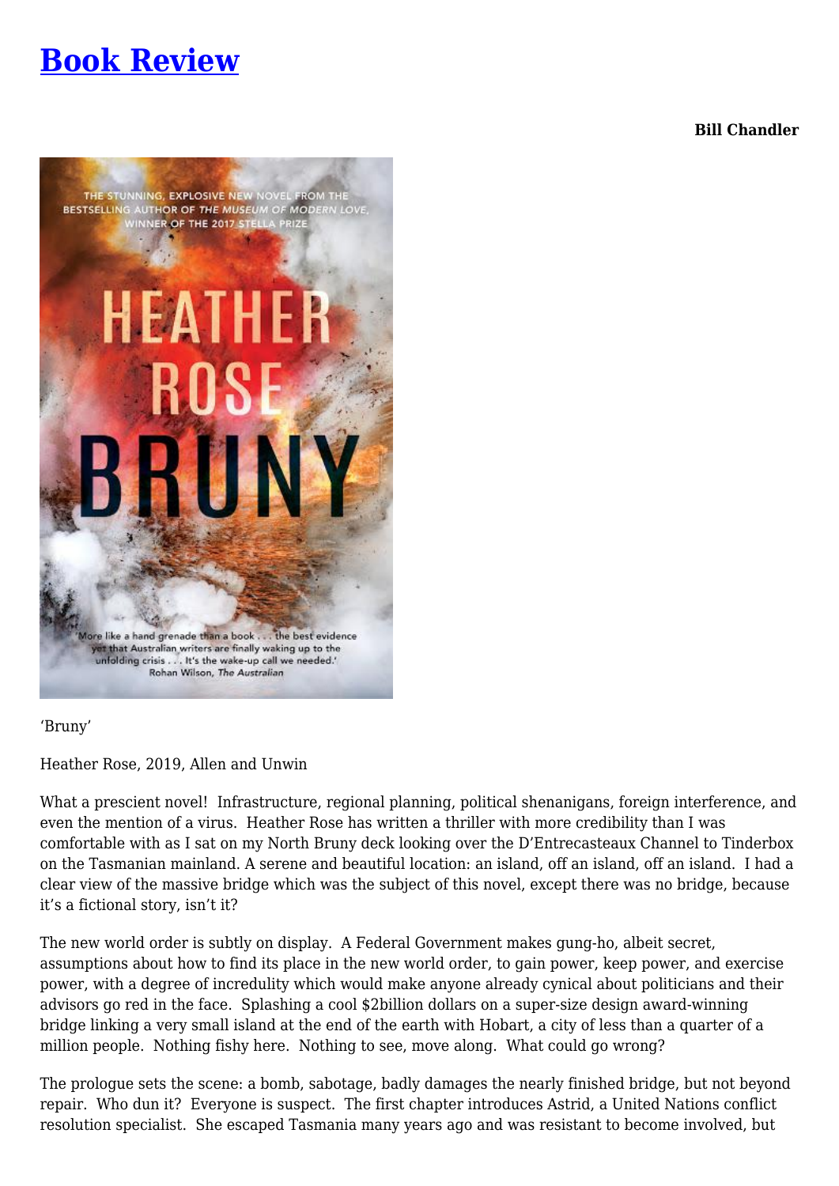# Book Review

**Bill Chandler**

'Bruny'

Heather Rose, 2019, Allen and Unwin

What a prescient novel! Infrastructure, regional planning, political shenanigans, foreign interference, and even the mention of a virus. Heather Rose has written a thriller with more credibility than I was comfortable with as I sat on my North Bruny deck looking over the D'Entrecasteaux Channel to Tinderbox on the Tasmanian mainland. A serene and beautiful location: an island, off an island, off an island. I had a clear view of the massive bridge which was the subject of this novel, except there was no bridge, because it's a fictional story, isn't it?

The new world order is subtly on display. A Federal Government makes gung-ho, albeit secret, assumptions about how to find its place in the new world order, to gain power, keep power, and exercise power, with a degree of incredulity which would make anyone already cynical about politicians and their advisors go red in the face. Splashing a cool $2billion dollars on a super-size design award-winning bridge linking a very small island at the end of the earth with Hobart, a city of less than a quarter of a million people. Nothing fishy here. Nothing to see, move along. What could go wrong?

The prologue sets the scene: a bomb, sabotage, badly damages the nearly finished bridge, but not beyond repair. Who dun it? Everyone is suspect. The first chapter introduces Astrid, a United Nations conflict resolution specialist. She escaped Tasmania many years ago and was resistant to become involved, but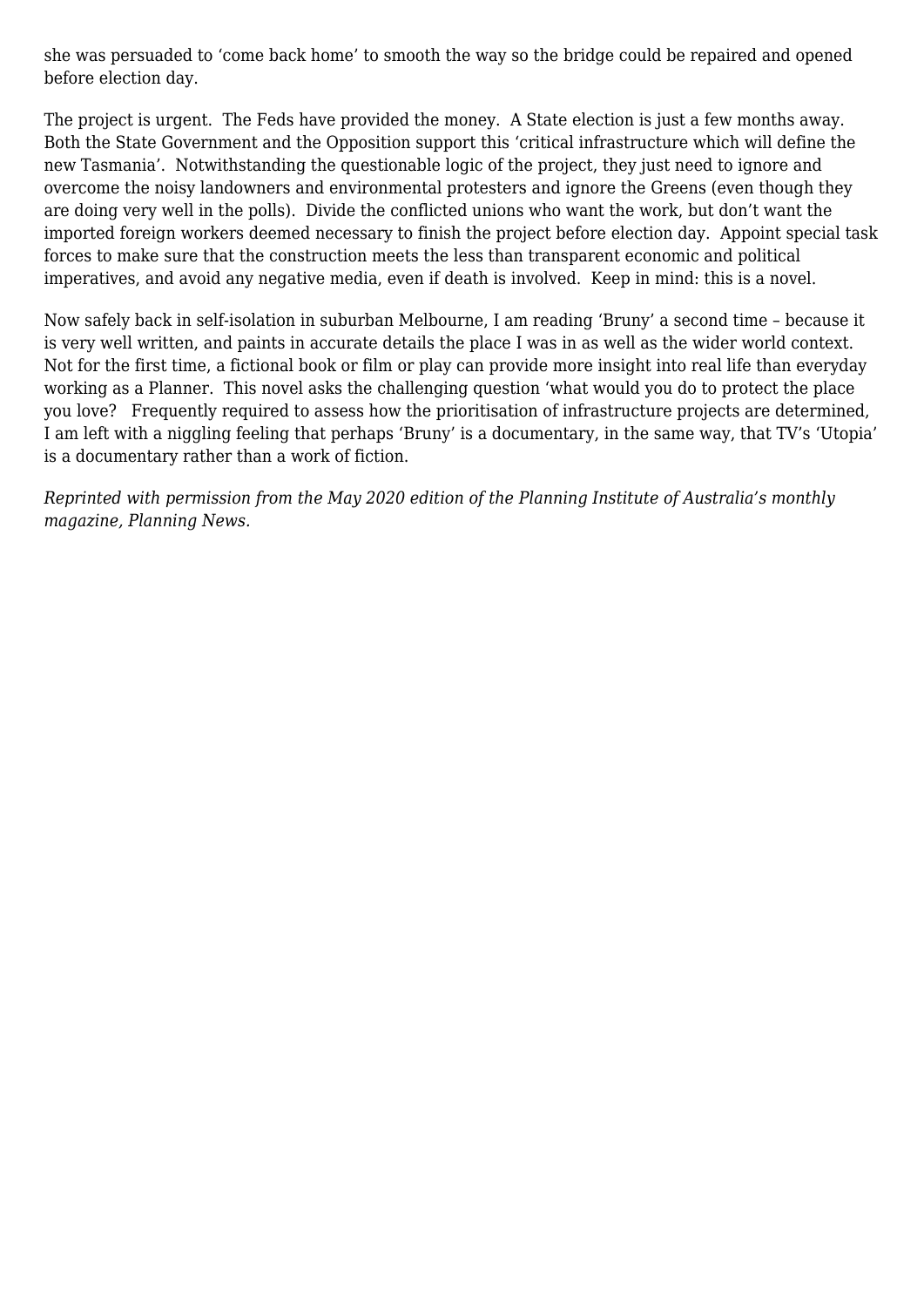she was persuaded to 'come back home' to smooth the way so the bridge could be repaired and opened before election day.

The project is urgent. The Feds have provided the money. A State election is just a few months away. Both the State Government and the Opposition support this 'critical infrastructure which will define the new Tasmania'. Notwithstanding the questionable logic of the project, they just need to ignore and overcome the noisy landowners and environmental protesters and ignore the Greens (even though they are doing very well in the polls). Divide the conflicted unions who want the work, but don't want the imported foreign workers deemed necessary to finish the project before election day. Appoint special task forces to make sure that the construction meets the less than transparent economic and political imperatives, and avoid any negative media, even if death is involved. Keep in mind: this is a novel.

Now safely back in self-isolation in suburban Melbourne, I am reading 'Bruny' a second time – because it is very well written, and paints in accurate details the place I was in as well as the wider world context. Not for the first time, a fictional book or film or play can provide more insight into real life than everyday working as a Planner. This novel asks the challenging question 'what would you do to protect the place you love? Frequently required to assess how the prioritisation of infrastructure projects are determined, I am left with a niggling feeling that perhaps 'Bruny' is a documentary, in the same way, that TV's 'Utopia' is a documentary rather than a work of fiction.

*Reprinted with permission from the May 2020 edition of the Planning Institute of Australia's monthly magazine, Planning News.*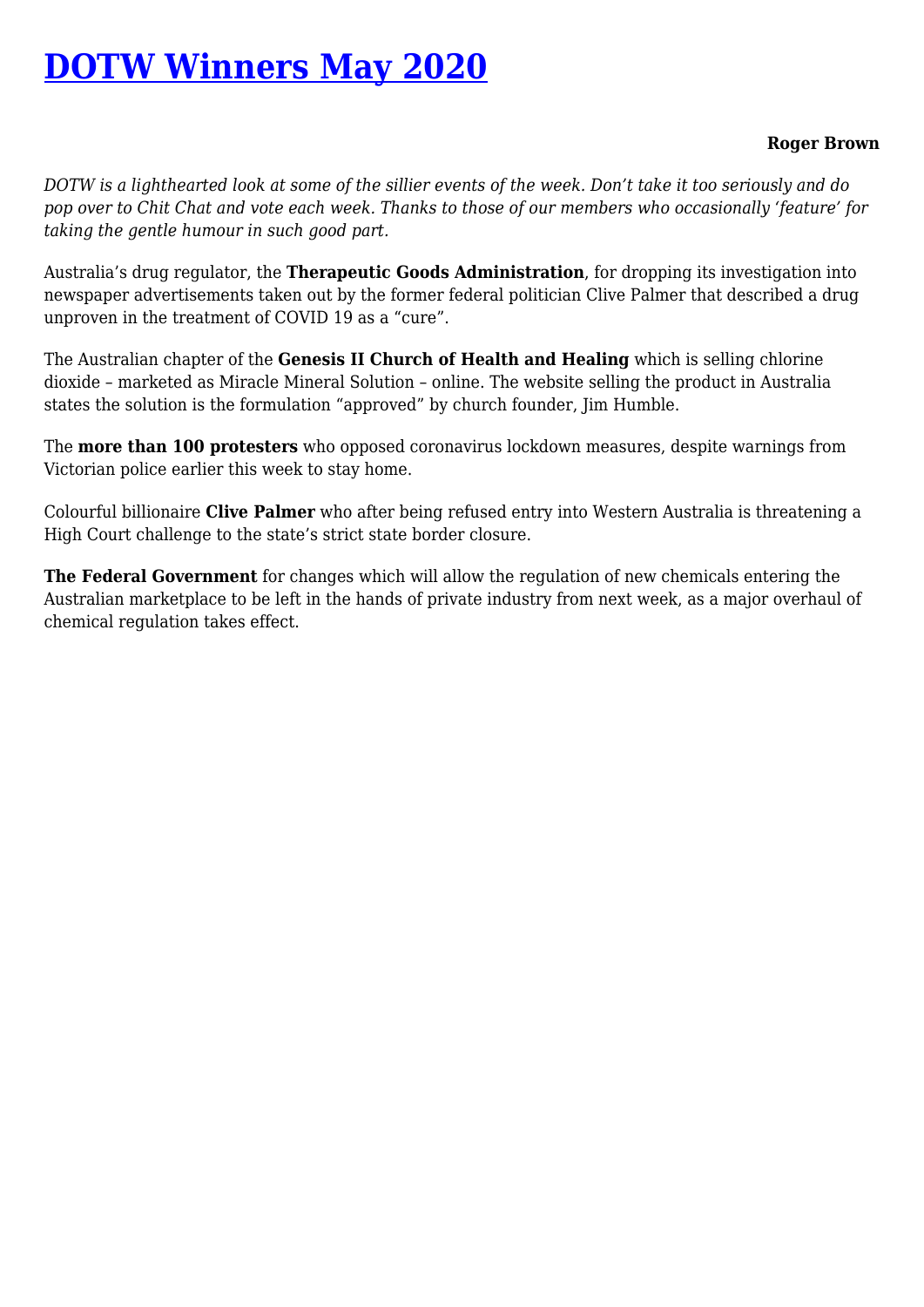# DOTW Winners May 2020

**Roger Brown**

*DOTW is a lighthearted look at some of the sillier events of the week. Don't take it too seriously and do pop over to Chit Chat and vote each week. Thanks to those of our members who occasionally 'feature' for taking the gentle humour in such good part.*

Australia's drug regulator, the **Therapeutic Goods Administration**, for dropping its investigation into newspaper advertisements taken out by the former federal politician Clive Palmer that described a drug unproven in the treatment of COVID 19 as a "cure".

The Australian chapter of the **Genesis II Church of Health and Healing** which is selling chlorine dioxide – marketed as Miracle Mineral Solution – online. The website selling the product in Australia states the solution is the formulation "approved" by church founder, Jim Humble.

The **more than 100 protesters** who opposed coronavirus lockdown measures, despite warnings from Victorian police earlier this week to stay home.

Colourful billionaire **Clive Palmer** who after being refused entry into Western Australia is threatening a High Court challenge to the state's strict state border closure.

**The Federal Government** for changes which will allow the regulation of new chemicals entering the Australian marketplace to be left in the hands of private industry from next week, as a major overhaul of chemical regulation takes effect.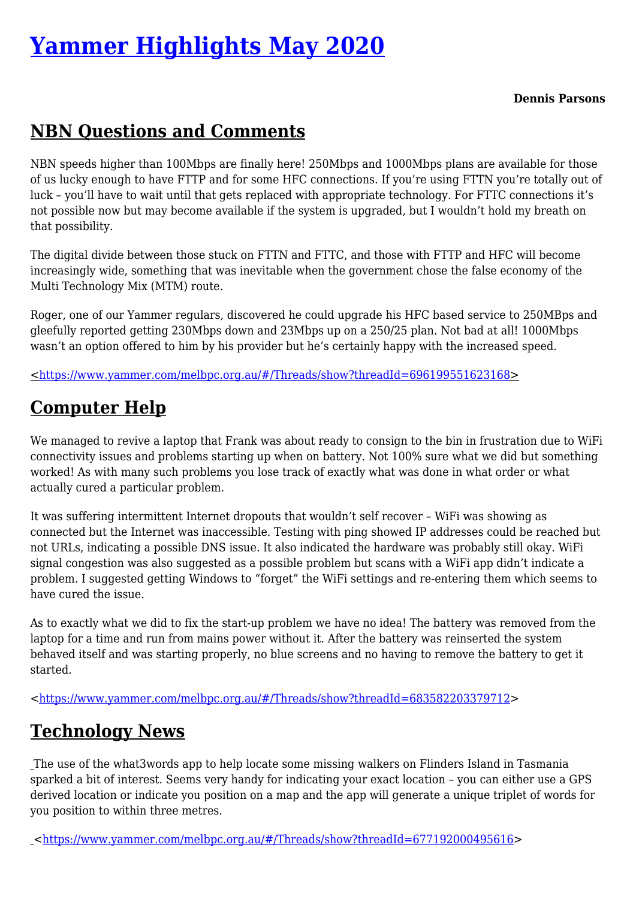# [Yammer Highlights May 2020](#)

**Dennis Parsons**

## NBN Questions and Comments

NBN speeds higher than 100Mbps are finally here! 250Mbps and 1000Mbps plans are available for those of us lucky enough to have FTTP and for some HFC connections. If you're using FTTN you're totally out of luck – you'll have to wait until that gets replaced with appropriate technology. For FTTC connections it's not possible now but may become available if the system is upgraded, but I wouldn't hold my breath on that possibility.

The digital divide between those stuck on FTTN and FTTC, and those with FTTP and HFC will become increasingly wide, something that was inevitable when the government chose the false economy of the Multi Technology Mix (MTM) route.

Roger, one of our Yammer regulars, discovered he could upgrade his HFC based service to 250MBps and gleefully reported getting 230Mbps down and 23Mbps up on a 250/25 plan. Not bad at all! 1000Mbps wasn't an option offered to him by his provider but he's certainly happy with the increased speed.

<https://www.yammer.com/melbpc.org.au/#/Threads/show?threadId=696199551623168>

## Computer Help

We managed to revive a laptop that Frank was about ready to consign to the bin in frustration due to WiFi connectivity issues and problems starting up when on battery. Not 100% sure what we did but something worked! As with many such problems you lose track of exactly what was done in what order or what actually cured a particular problem.

It was suffering intermittent Internet dropouts that wouldn't self recover – WiFi was showing as connected but the Internet was inaccessible. Testing with ping showed IP addresses could be reached but not URLs, indicating a possible DNS issue. It also indicated the hardware was probably still okay. WiFi signal congestion was also suggested as a possible problem but scans with a WiFi app didn't indicate a problem. I suggested getting Windows to "forget" the WiFi settings and re-entering them which seems to have cured the issue.

As to exactly what we did to fix the start-up problem we have no idea! The battery was removed from the laptop for a time and run from mains power without it. After the battery was reinserted the system behaved itself and was starting properly, no blue screens and no having to remove the battery to get it started.

<https://www.yammer.com/melbpc.org.au/#/Threads/show?threadId=683582203379712>

## Technology News

The use of the what3words app to help locate some missing walkers on Flinders Island in Tasmania sparked a bit of interest. Seems very handy for indicating your exact location – you can either use a GPS derived location or indicate you position on a map and the app will generate a unique triplet of words for you position to within three metres.

<https://www.yammer.com/melbpc.org.au/#/Threads/show?threadId=677192000495616>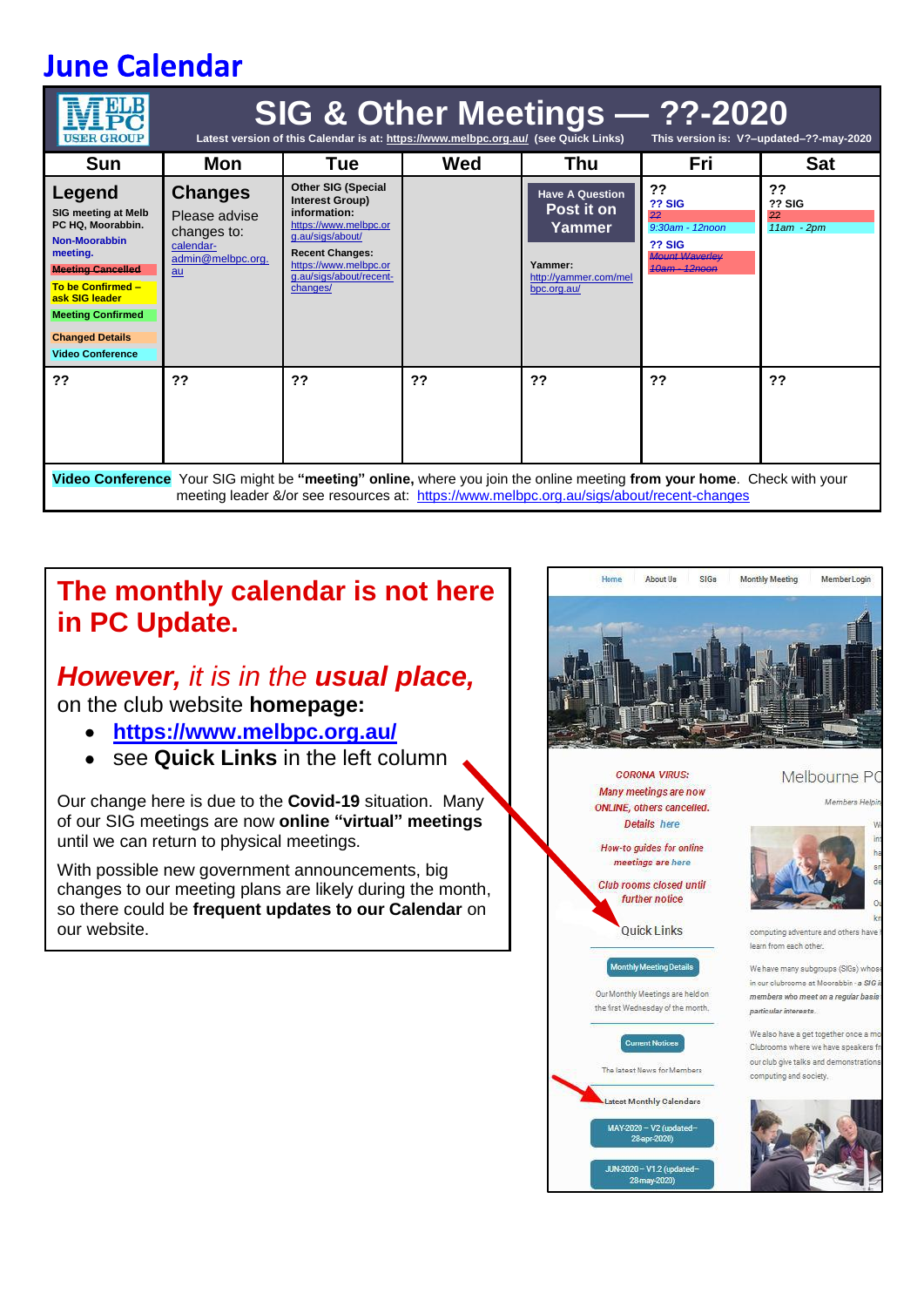# June Calendar

## SIG & Other Meetings — ??-2020

MELB PC USER GROUP

Latest version of this Calendar is at: https://www.melbpc.org.au/ (see Quick Links) This version is: V?–updated–??-may-2020

| Sun | Mon | Tue | Wed | Thu | Fri | Sat |
|---|---|---|---|---|---|---|
| **Legend**<br>SIG meeting at Melb PC HQ, Moorabbin.<br>Non-Moorabbin meeting.<br>~~Meeting Cancelled~~<br>To be Confirmed – ask SIG leader<br>Meeting Confirmed<br>Changed Details<br>Video Conference | **Changes**<br>Please advise changes to: calendar-admin@melbpc.org.au | **Other SIG (Special Interest Group) information:** https://www.melbpc.org.au/sigs/about/<br>**Recent Changes:** https://www.melbpc.org.au/sigs/about/recent-changes/ | | **Have A Question Post it on Yammer**<br>Yammer: http://yammer.com/melbpc.org.au/ | **??**<br>**?? SIG**<br>~~22~~<br>9:30am - 12noon<br>**?? SIG**<br>~~Mount Waverley~~<br>~~10am – 12noon~~ | **??**<br>**?? SIG**<br>~~22~~<br>11am - 2pm |
| ?? | ?? | ?? | ?? | ?? | ?? | ?? |

**Video Conference** Your SIG might be **"meeting" online,** where you join the online meeting **from your home**. Check with your meeting leader &/or see resources at: https://www.melbpc.org.au/sigs/about/recent-changes

# The monthly calendar is not here in PC Update.

## *However, it is in the usual place,*

on the club website **homepage:**

- **https://www.melbpc.org.au/**
- see **Quick Links** in the left column

Our change here is due to the **Covid-19** situation. Many of our SIG meetings are now **online "virtual" meetings** until we can return to physical meetings.

With possible new government announcements, big changes to our meeting plans are likely during the month, so there could be **frequent updates to our Calendar** on our website.

Home About Us SIGs Monthly Meeting Member Login

CORONA VIRUS: Many meetings are now ONLINE, others cancelled. Details here

How-to guides for online meetings are here

Club rooms closed until further notice

Quick Links

Monthly Meeting Details

Our Monthly Meetings are held on the first Wednesday of the month.

Current Notices

The latest News for Members

Latest Monthly Calendars

MAY-2020 – V2 (updated–28-apr-2020)

JUN-2020 – V1.2 (updated–28-may-2020)

Melbourne PC

Members Helpin

computing adventure and others have learn from each other.

We have many subgroups (SIGs) whose in our clubrooms at Moorabbin - a SIG is members who meet on a regular basis particular interests.

We also have a get together once a mo Clubrooms where we have speakers fr our club give talks and demonstrations computing and society.